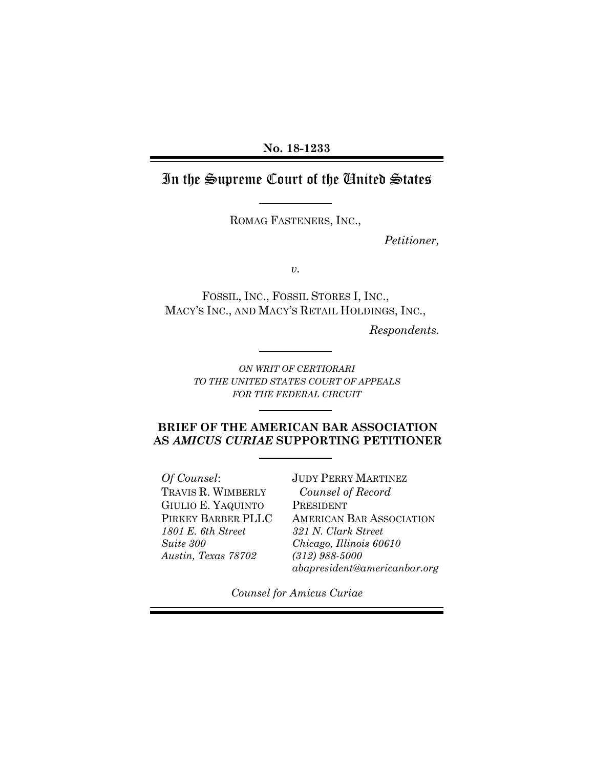**No. 18-1233**

# In the Supreme Court of the United States

ROMAG FASTENERS, INC.,

*Petitioner,*

*v.*

FOSSIL, INC., FOSSIL STORES I, INC., MACY'S INC., AND MACY'S RETAIL HOLDINGS, INC.,

*Respondents.*

*ON WRIT OF CERTIORARI TO THE UNITED STATES COURT OF APPEALS FOR THE FEDERAL CIRCUIT*

## BRIEF OF THE AMERICAN BAR ASSOCIATION AS *AMICUS CURIAE* SUPPORTING PETITIONER

*Of Counsel*:
TRAVIS R. WIMBERLY
GIULIO E. YAQUINTO
PIRKEY BARBER PLLC
*1801 E. 6th Street*
*Suite 300*
*Austin, Texas 78702*

JUDY PERRY MARTINEZ
*Counsel of Record*
PRESIDENT
AMERICAN BAR ASSOCIATION
*321 N. Clark Street*
*Chicago, Illinois 60610*
*(312) 988-5000*
*abapresident@americanbar.org*

*Counsel for Amicus Curiae*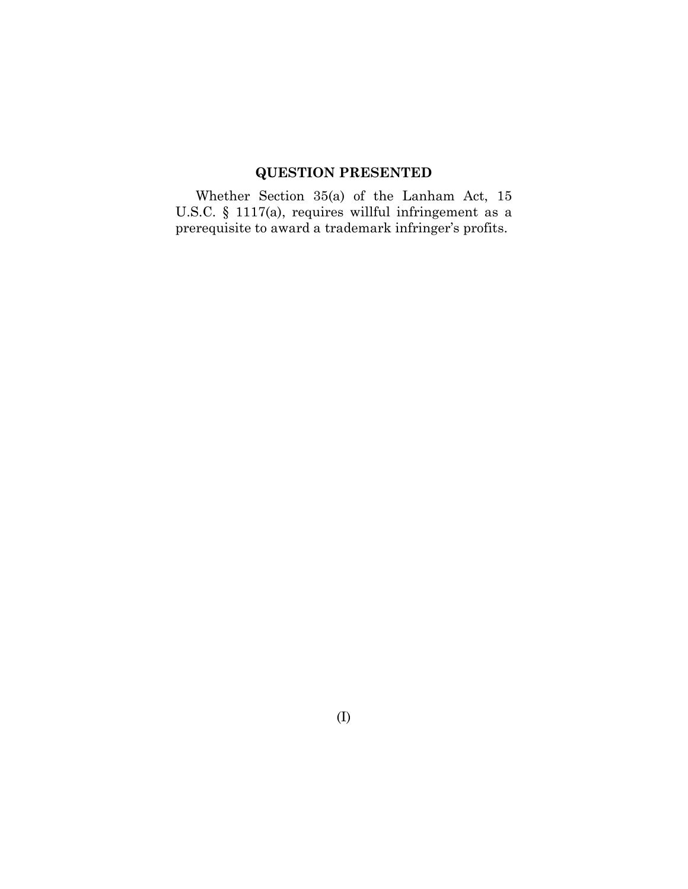## QUESTION PRESENTED

Whether Section 35(a) of the Lanham Act, 15 U.S.C. § 1117(a), requires willful infringement as a prerequisite to award a trademark infringer's profits.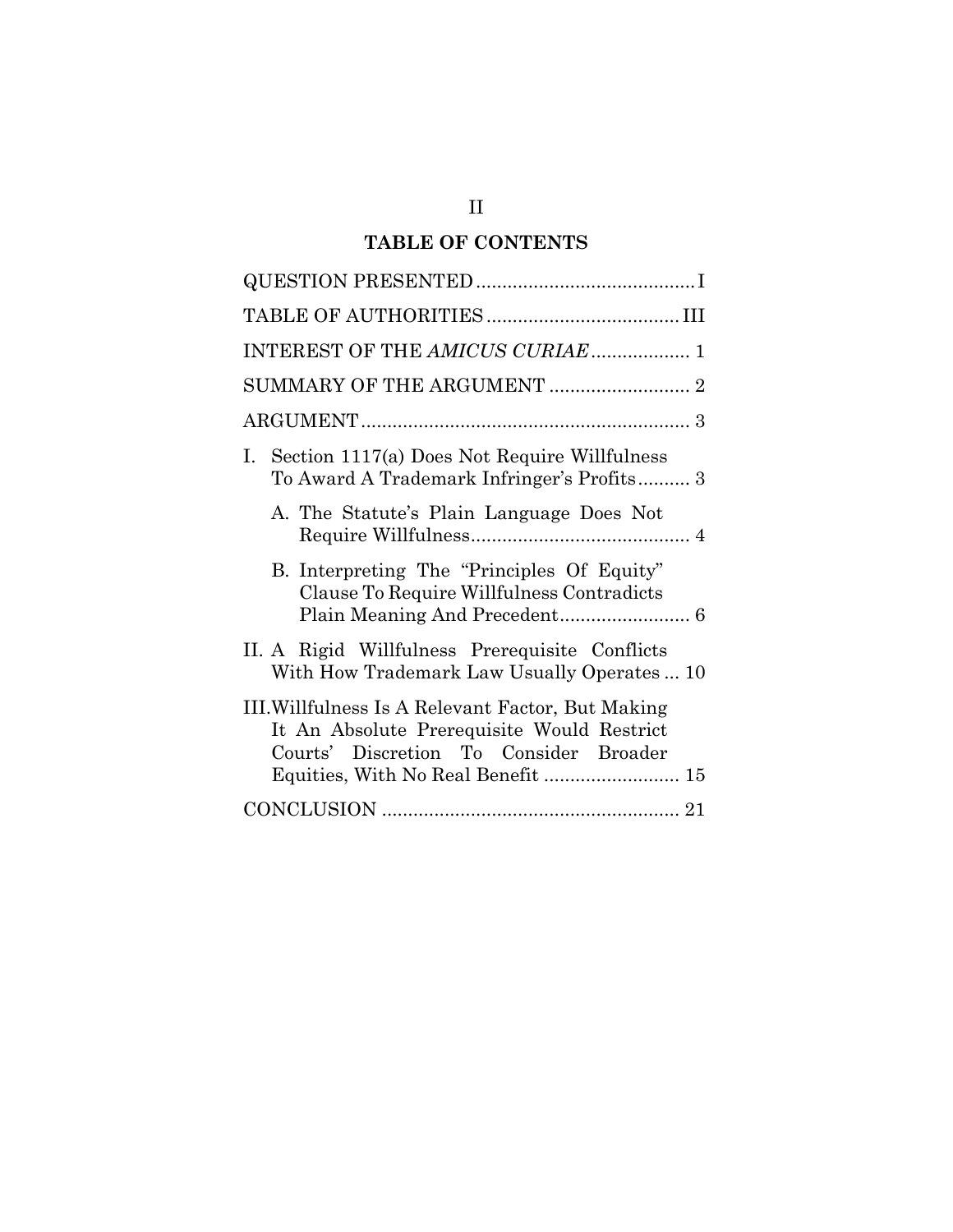## TABLE OF CONTENTS

| | |
|---|---|
| QUESTION PRESENTED | I |
| TABLE OF AUTHORITIES | III |
| INTEREST OF THE *AMICUS CURIAE* | 1 |
| SUMMARY OF THE ARGUMENT | 2 |
| ARGUMENT | 3 |
| I. Section 1117(a) Does Not Require Willfulness To Award A Trademark Infringer's Profits | 3 |
| A. The Statute's Plain Language Does Not Require Willfulness | 4 |
| B. Interpreting The "Principles Of Equity" Clause To Require Willfulness Contradicts Plain Meaning And Precedent | 6 |
| II. A Rigid Willfulness Prerequisite Conflicts With How Trademark Law Usually Operates | 10 |
| III. Willfulness Is A Relevant Factor, But Making It An Absolute Prerequisite Would Restrict Courts' Discretion To Consider Broader Equities, With No Real Benefit | 15 |
| CONCLUSION | 21 |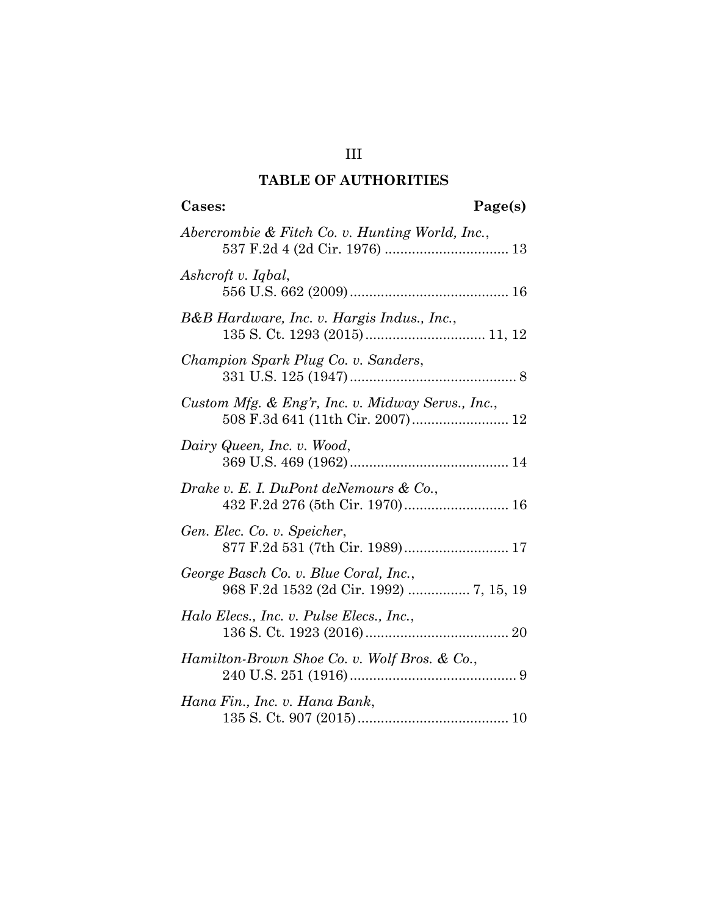## TABLE OF AUTHORITIES

**Cases:** **Page(s)**

*Abercrombie & Fitch Co. v. Hunting World, Inc.*, 537 F.2d 4 (2d Cir. 1976) ................................ 13

*Ashcroft v. Iqbal*, 556 U.S. 662 (2009)......................................... 16

*B&B Hardware, Inc. v. Hargis Indus., Inc.*, 135 S. Ct. 1293 (2015)............................... 11, 12

*Champion Spark Plug Co. v. Sanders*, 331 U.S. 125 (1947)........................................... 8

*Custom Mfg. & Eng'r, Inc. v. Midway Servs., Inc.*, 508 F.3d 641 (11th Cir. 2007)......................... 12

*Dairy Queen, Inc. v. Wood*, 369 U.S. 469 (1962)......................................... 14

*Drake v. E. I. DuPont deNemours & Co.*, 432 F.2d 276 (5th Cir. 1970)........................... 16

*Gen. Elec. Co. v. Speicher*, 877 F.2d 531 (7th Cir. 1989)........................... 17

*George Basch Co. v. Blue Coral, Inc.*, 968 F.2d 1532 (2d Cir. 1992) ................ 7, 15, 19

*Halo Elecs., Inc. v. Pulse Elecs., Inc.*, 136 S. Ct. 1923 (2016)..................................... 20

*Hamilton-Brown Shoe Co. v. Wolf Bros. & Co.*, 240 U.S. 251 (1916)........................................... 9

*Hana Fin., Inc. v. Hana Bank*, 135 S. Ct. 907 (2015)....................................... 10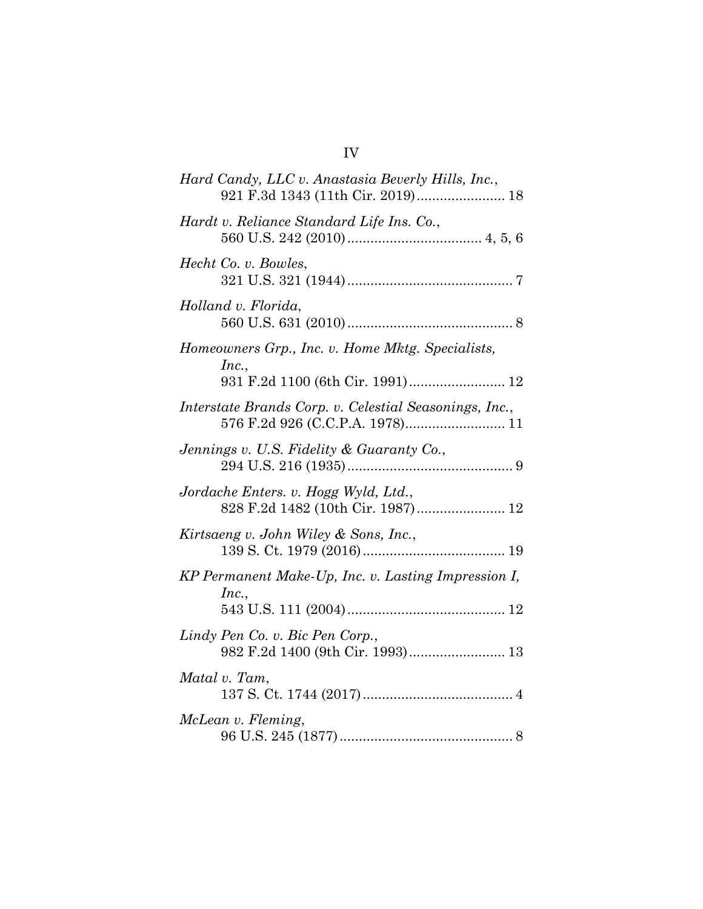*Hard Candy, LLC v. Anastasia Beverly Hills, Inc.*,
921 F.3d 1343 (11th Cir. 2019)...................... 18

*Hardt v. Reliance Standard Life Ins. Co.*,
560 U.S. 242 (2010).................................. 4, 5, 6

*Hecht Co. v. Bowles*,
321 U.S. 321 (1944).......................................... 7

*Holland v. Florida*,
560 U.S. 631 (2010).......................................... 8

*Homeowners Grp., Inc. v. Home Mktg. Specialists, Inc.*,
931 F.2d 1100 (6th Cir. 1991)........................ 12

*Interstate Brands Corp. v. Celestial Seasonings, Inc.*,
576 F.2d 926 (C.C.P.A. 1978)......................... 11

*Jennings v. U.S. Fidelity & Guaranty Co.*,
294 U.S. 216 (1935).......................................... 9

*Jordache Enters. v. Hogg Wyld, Ltd.*,
828 F.2d 1482 (10th Cir. 1987)...................... 12

*Kirtsaeng v. John Wiley & Sons, Inc.*,
139 S. Ct. 1979 (2016).................................... 19

*KP Permanent Make-Up, Inc. v. Lasting Impression I, Inc.*,
543 U.S. 111 (2004)........................................ 12

*Lindy Pen Co. v. Bic Pen Corp.*,
982 F.2d 1400 (9th Cir. 1993)........................ 13

*Matal v. Tam*,
137 S. Ct. 1744 (2017)...................................... 4

*McLean v. Fleming*,
96 U.S. 245 (1877)............................................ 8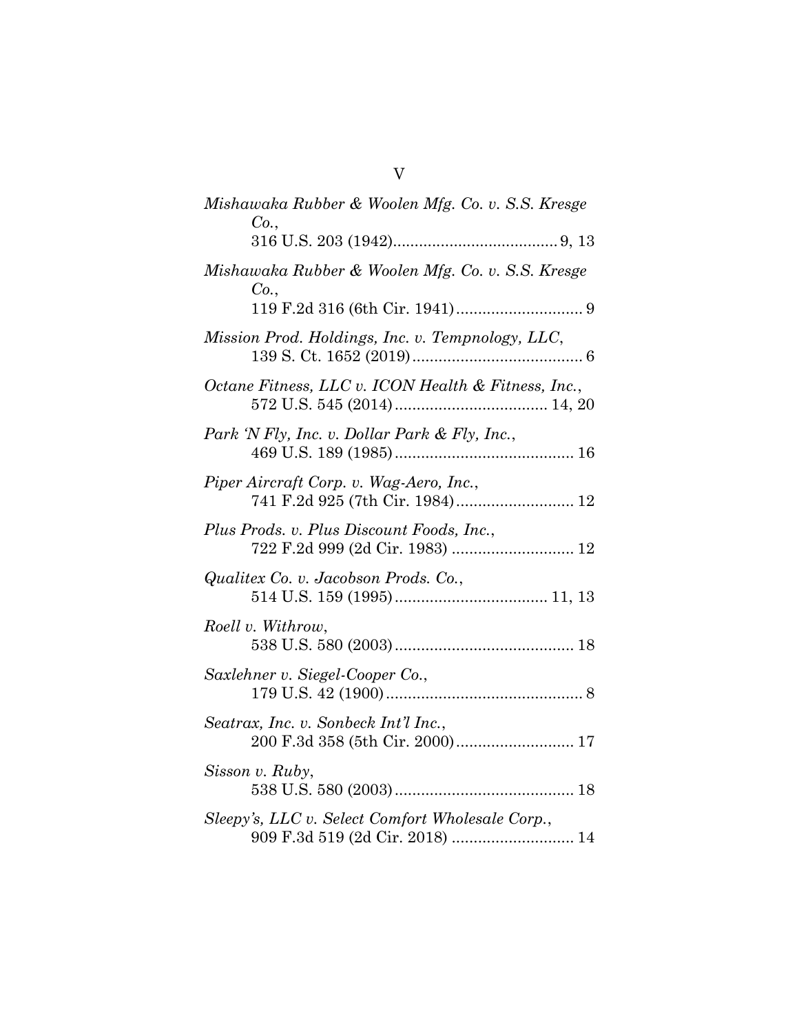*Mishawaka Rubber & Woolen Mfg. Co. v. S.S. Kresge Co.*,
316 U.S. 203 (1942) ..................................... 9, 13

*Mishawaka Rubber & Woolen Mfg. Co. v. S.S. Kresge Co.*,
119 F.2d 316 (6th Cir. 1941) ............................ 9

*Mission Prod. Holdings, Inc. v. Tempnology, LLC*,
139 S. Ct. 1652 (2019) ....................................... 6

*Octane Fitness, LLC v. ICON Health & Fitness, Inc.*,
572 U.S. 545 (2014) .................................. 14, 20

*Park 'N Fly, Inc. v. Dollar Park & Fly, Inc.*,
469 U.S. 189 (1985) ......................................... 16

*Piper Aircraft Corp. v. Wag-Aero, Inc.*,
741 F.2d 925 (7th Cir. 1984) .......................... 12

*Plus Prods. v. Plus Discount Foods, Inc.*,
722 F.2d 999 (2d Cir. 1983) ........................... 12

*Qualitex Co. v. Jacobson Prods. Co.*,
514 U.S. 159 (1995) .................................. 11, 13

*Roell v. Withrow*,
538 U.S. 580 (2003) ......................................... 18

*Saxlehner v. Siegel-Cooper Co.*,
179 U.S. 42 (1900) ............................................. 8

*Seatrax, Inc. v. Sonbeck Int'l Inc.*,
200 F.3d 358 (5th Cir. 2000) .......................... 17

*Sisson v. Ruby*,
538 U.S. 580 (2003) ......................................... 18

*Sleepy's, LLC v. Select Comfort Wholesale Corp.*,
909 F.3d 519 (2d Cir. 2018) ........................... 14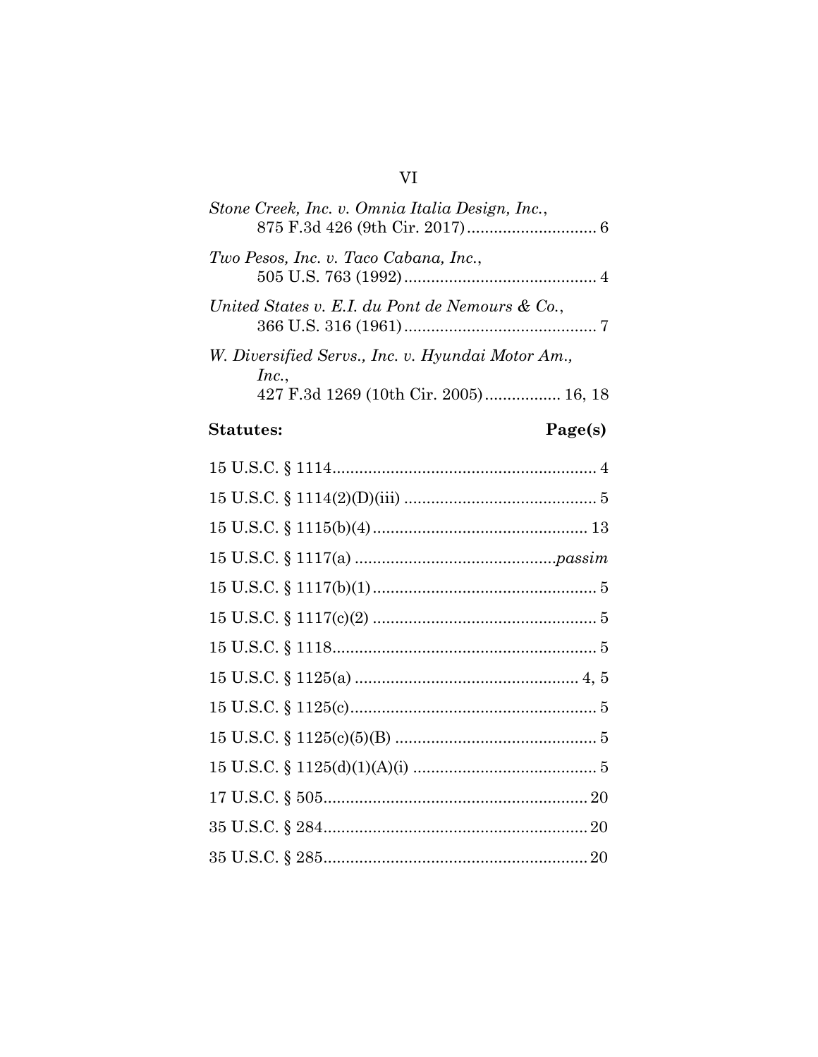*Stone Creek, Inc. v. Omnia Italia Design, Inc.*, 875 F.3d 426 (9th Cir. 2017) ............................ 6

*Two Pesos, Inc. v. Taco Cabana, Inc.*, 505 U.S. 763 (1992) .......................................... 4

*United States v. E.I. du Pont de Nemours & Co.*, 366 U.S. 316 (1961) .......................................... 7

*W. Diversified Servs., Inc. v. Hyundai Motor Am., Inc.*, 427 F.3d 1269 (10th Cir. 2005) ................ 16, 18

**Statutes:** **Page(s)**

15 U.S.C. § 1114 .......................................................... 4

15 U.S.C. § 1114(2)(D)(iii) .......................................... 5

15 U.S.C. § 1115(b)(4) ............................................... 13

15 U.S.C. § 1117(a) ............................................*passim*

15 U.S.C. § 1117(b)(1) ................................................. 5

15 U.S.C. § 1117(c)(2) ................................................. 5

15 U.S.C. § 1118 .......................................................... 5

15 U.S.C. § 1125(a) ................................................. 4, 5

15 U.S.C. § 1125(c) ...................................................... 5

15 U.S.C. § 1125(c)(5)(B) ............................................ 5

15 U.S.C. § 1125(d)(1)(A)(i) ........................................ 5

17 U.S.C. § 505 .......................................................... 20

35 U.S.C. § 284 .......................................................... 20

35 U.S.C. § 285 .......................................................... 20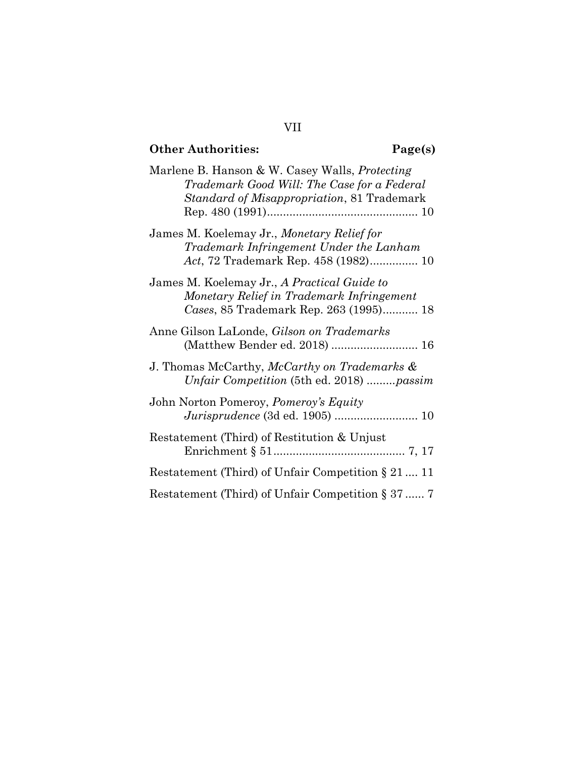**Other Authorities:** **Page(s)**

Marlene B. Hanson & W. Casey Walls, *Protecting Trademark Good Will: The Case for a Federal Standard of Misappropriation*, 81 Trademark Rep. 480 (1991)............................................. 10

James M. Koelemay Jr., *Monetary Relief for Trademark Infringement Under the Lanham Act*, 72 Trademark Rep. 458 (1982)............... 10

James M. Koelemay Jr., *A Practical Guide to Monetary Relief in Trademark Infringement Cases*, 85 Trademark Rep. 263 (1995)........... 18

Anne Gilson LaLonde, *Gilson on Trademarks* (Matthew Bender ed. 2018) .......................... 16

J. Thomas McCarthy, *McCarthy on Trademarks & Unfair Competition* (5th ed. 2018) .........*passim*

John Norton Pomeroy, *Pomeroy's Equity Jurisprudence* (3d ed. 1905) ......................... 10

Restatement (Third) of Restitution & Unjust Enrichment § 51........................................ 7, 17

Restatement (Third) of Unfair Competition § 21 .... 11

Restatement (Third) of Unfair Competition § 37 ...... 7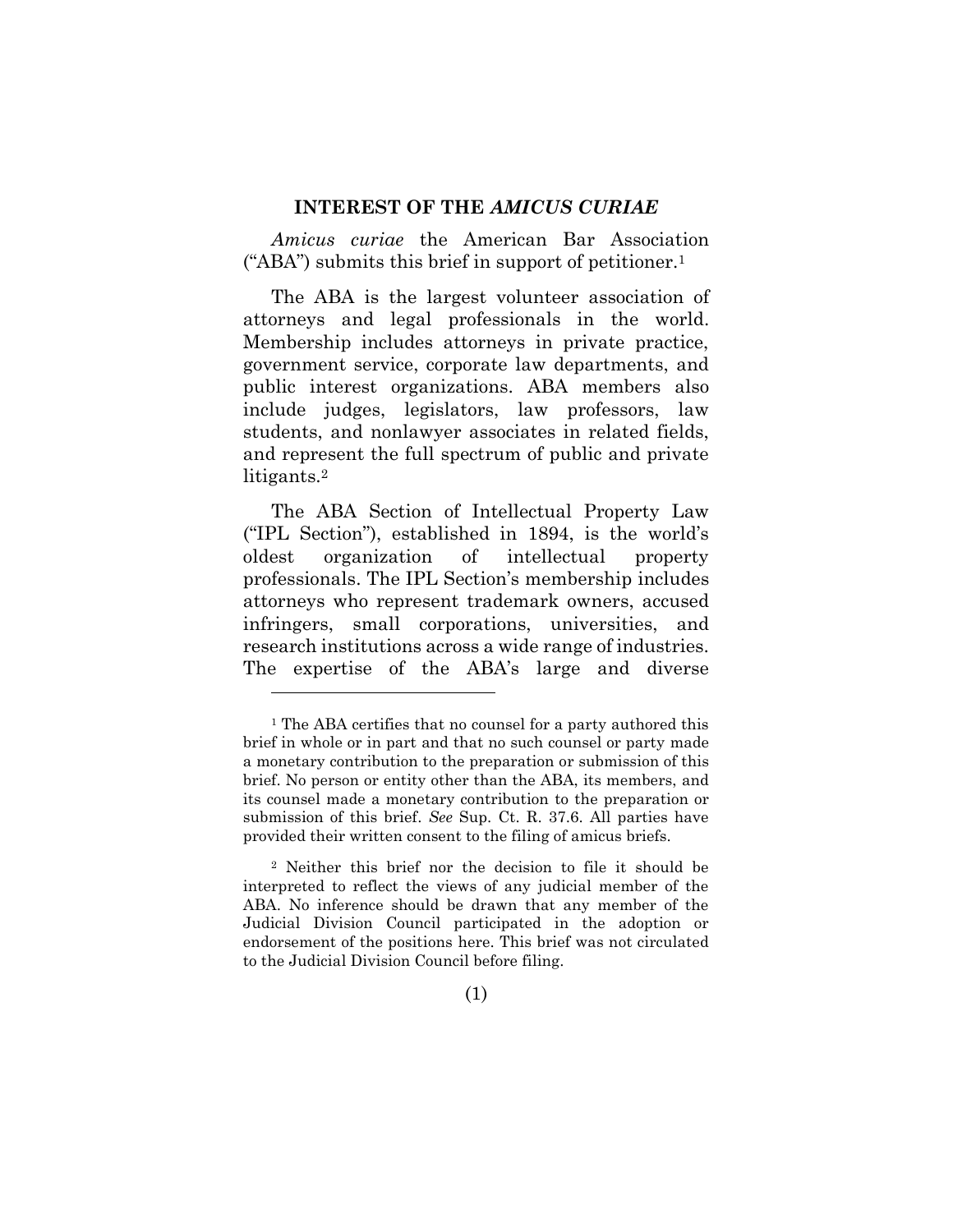## INTEREST OF THE *AMICUS CURIAE*

*Amicus curiae* the American Bar Association ("ABA") submits this brief in support of petitioner.[1]

The ABA is the largest volunteer association of attorneys and legal professionals in the world. Membership includes attorneys in private practice, government service, corporate law departments, and public interest organizations. ABA members also include judges, legislators, law professors, law students, and nonlawyer associates in related fields, and represent the full spectrum of public and private litigants.[2]

The ABA Section of Intellectual Property Law ("IPL Section"), established in 1894, is the world's oldest organization of intellectual property professionals. The IPL Section's membership includes attorneys who represent trademark owners, accused infringers, small corporations, universities, and research institutions across a wide range of industries. The expertise of the ABA's large and diverse

---

[1] The ABA certifies that no counsel for a party authored this brief in whole or in part and that no such counsel or party made a monetary contribution to the preparation or submission of this brief. No person or entity other than the ABA, its members, and its counsel made a monetary contribution to the preparation or submission of this brief. *See* Sup. Ct. R. 37.6. All parties have provided their written consent to the filing of amicus briefs.

[2] Neither this brief nor the decision to file it should be interpreted to reflect the views of any judicial member of the ABA. No inference should be drawn that any member of the Judicial Division Council participated in the adoption or endorsement of the positions here. This brief was not circulated to the Judicial Division Council before filing.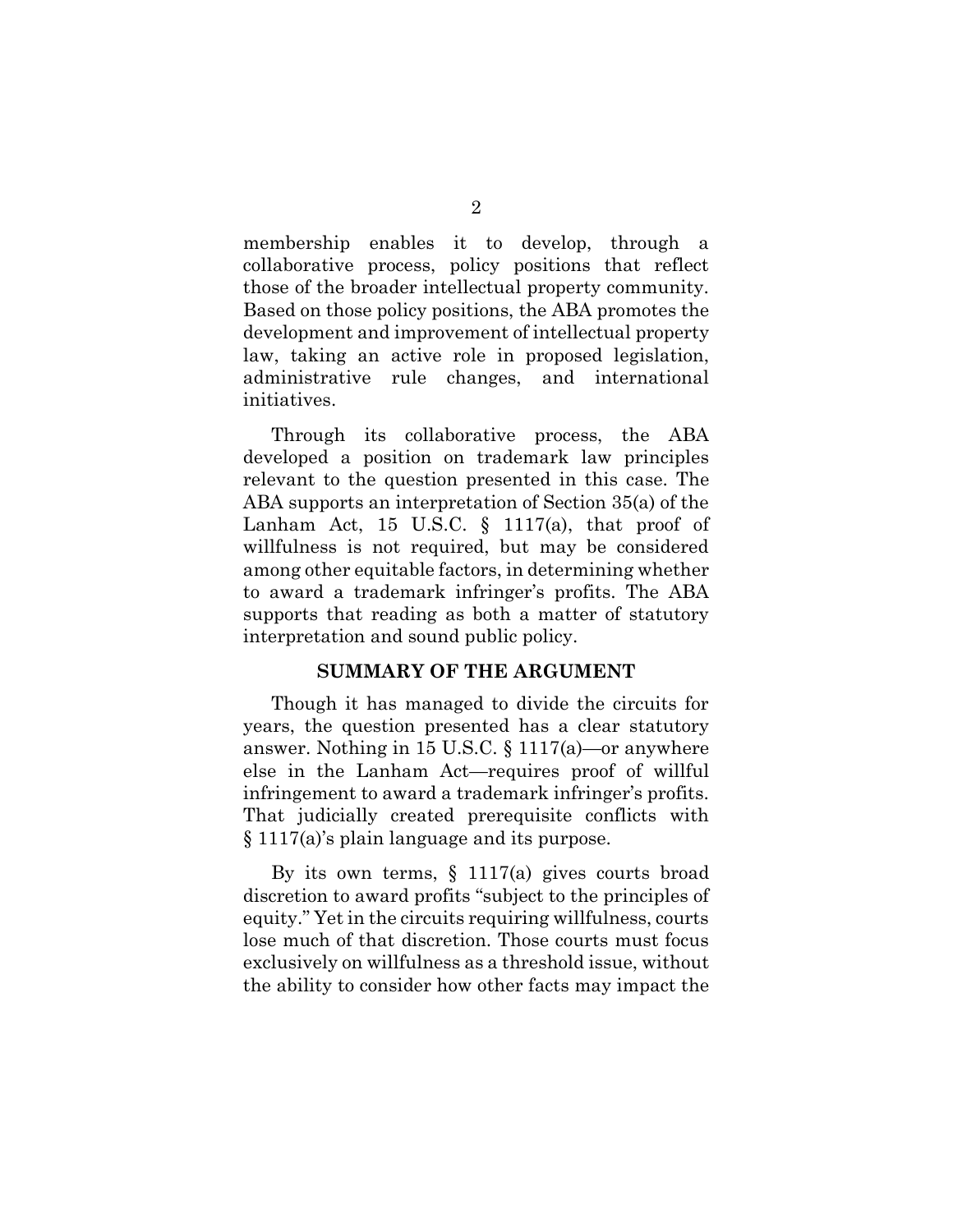membership enables it to develop, through a collaborative process, policy positions that reflect those of the broader intellectual property community. Based on those policy positions, the ABA promotes the development and improvement of intellectual property law, taking an active role in proposed legislation, administrative rule changes, and international initiatives.

Through its collaborative process, the ABA developed a position on trademark law principles relevant to the question presented in this case. The ABA supports an interpretation of Section 35(a) of the Lanham Act, 15 U.S.C. § 1117(a), that proof of willfulness is not required, but may be considered among other equitable factors, in determining whether to award a trademark infringer's profits. The ABA supports that reading as both a matter of statutory interpretation and sound public policy.

## SUMMARY OF THE ARGUMENT

Though it has managed to divide the circuits for years, the question presented has a clear statutory answer. Nothing in 15 U.S.C. § 1117(a)—or anywhere else in the Lanham Act—requires proof of willful infringement to award a trademark infringer's profits. That judicially created prerequisite conflicts with § 1117(a)'s plain language and its purpose.

By its own terms, § 1117(a) gives courts broad discretion to award profits "subject to the principles of equity." Yet in the circuits requiring willfulness, courts lose much of that discretion. Those courts must focus exclusively on willfulness as a threshold issue, without the ability to consider how other facts may impact the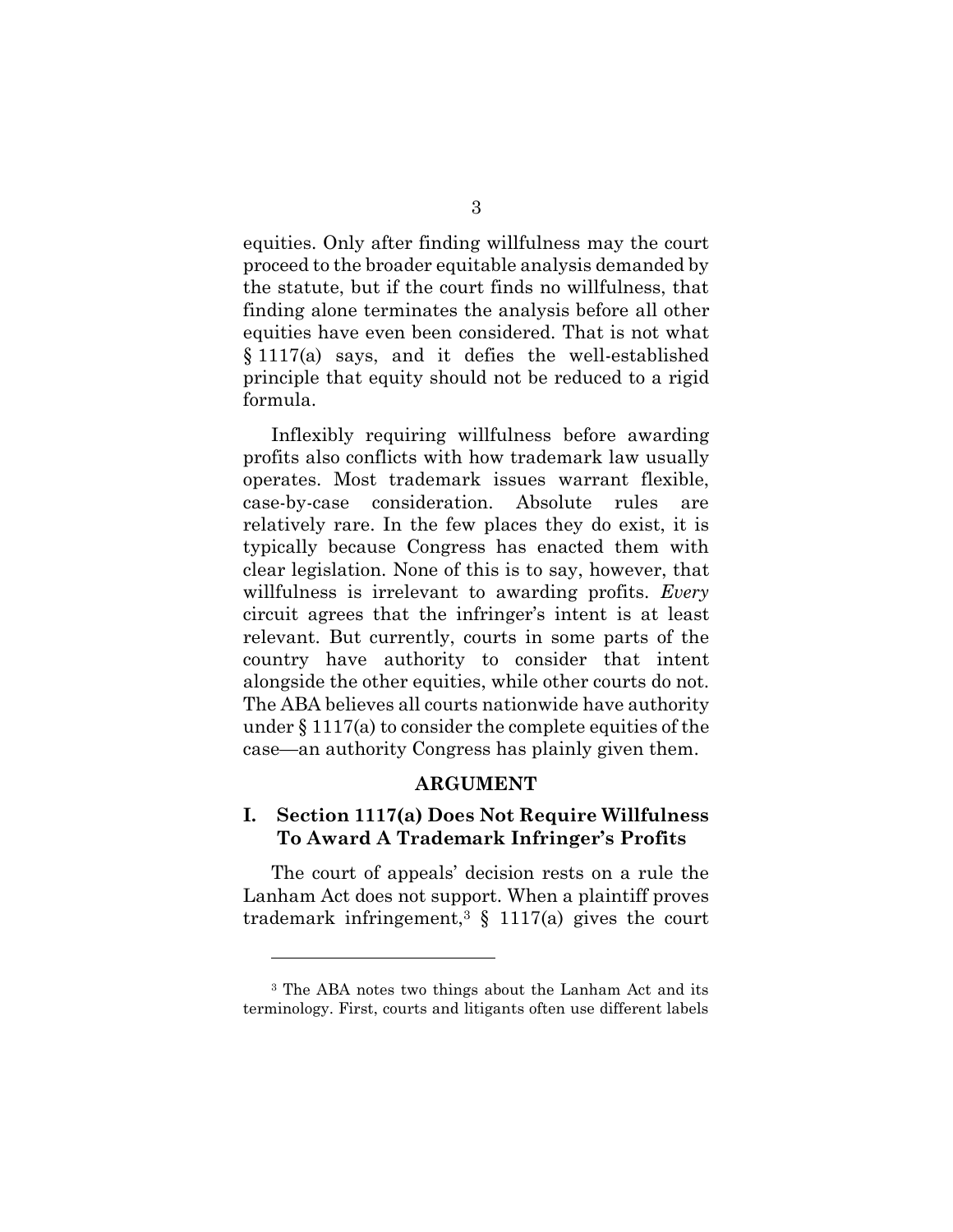equities. Only after finding willfulness may the court proceed to the broader equitable analysis demanded by the statute, but if the court finds no willfulness, that finding alone terminates the analysis before all other equities have even been considered. That is not what § 1117(a) says, and it defies the well-established principle that equity should not be reduced to a rigid formula.

Inflexibly requiring willfulness before awarding profits also conflicts with how trademark law usually operates. Most trademark issues warrant flexible, case-by-case consideration. Absolute rules are relatively rare. In the few places they do exist, it is typically because Congress has enacted them with clear legislation. None of this is to say, however, that willfulness is irrelevant to awarding profits. *Every* circuit agrees that the infringer's intent is at least relevant. But currently, courts in some parts of the country have authority to consider that intent alongside the other equities, while other courts do not. The ABA believes all courts nationwide have authority under § 1117(a) to consider the complete equities of the case—an authority Congress has plainly given them.

## ARGUMENT

### I. Section 1117(a) Does Not Require Willfulness To Award A Trademark Infringer's Profits

The court of appeals' decision rests on a rule the Lanham Act does not support. When a plaintiff proves trademark infringement,[3] § 1117(a) gives the court

---

[3] The ABA notes two things about the Lanham Act and its terminology. First, courts and litigants often use different labels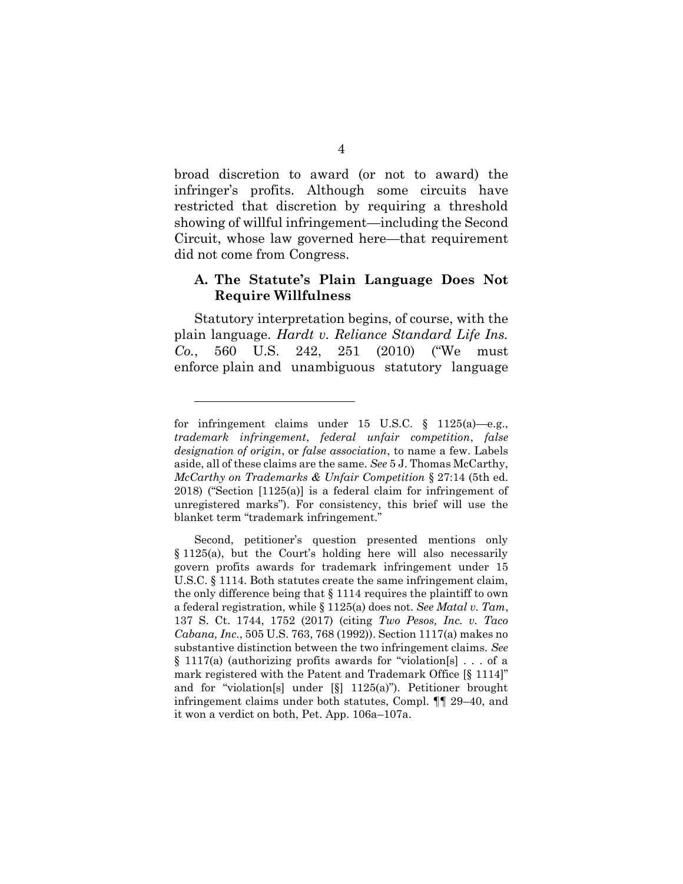broad discretion to award (or not to award) the infringer's profits. Although some circuits have restricted that discretion by requiring a threshold showing of willful infringement—including the Second Circuit, whose law governed here—that requirement did not come from Congress.

### A. The Statute's Plain Language Does Not Require Willfulness

Statutory interpretation begins, of course, with the plain language. *Hardt v. Reliance Standard Life Ins. Co.*, 560 U.S. 242, 251 (2010) ("We must enforce plain and unambiguous statutory language

---

for infringement claims under 15 U.S.C. § 1125(a)—e.g., *trademark infringement*, *federal unfair competition*, *false designation of origin*, or *false association*, to name a few. Labels aside, all of these claims are the same. *See* 5 J. Thomas McCarthy, *McCarthy on Trademarks & Unfair Competition* § 27:14 (5th ed. 2018) ("Section [1125(a)] is a federal claim for infringement of unregistered marks"). For consistency, this brief will use the blanket term "trademark infringement."

Second, petitioner's question presented mentions only § 1125(a), but the Court's holding here will also necessarily govern profits awards for trademark infringement under 15 U.S.C. § 1114. Both statutes create the same infringement claim, the only difference being that § 1114 requires the plaintiff to own a federal registration, while § 1125(a) does not. *See Matal v. Tam*, 137 S. Ct. 1744, 1752 (2017) (citing *Two Pesos, Inc. v. Taco Cabana, Inc.*, 505 U.S. 763, 768 (1992)). Section 1117(a) makes no substantive distinction between the two infringement claims. *See* § 1117(a) (authorizing profits awards for "violation[s] . . . of a mark registered with the Patent and Trademark Office [§ 1114]" and for "violation[s] under [§] 1125(a)"). Petitioner brought infringement claims under both statutes, Compl. ¶¶ 29–40, and it won a verdict on both, Pet. App. 106a–107a.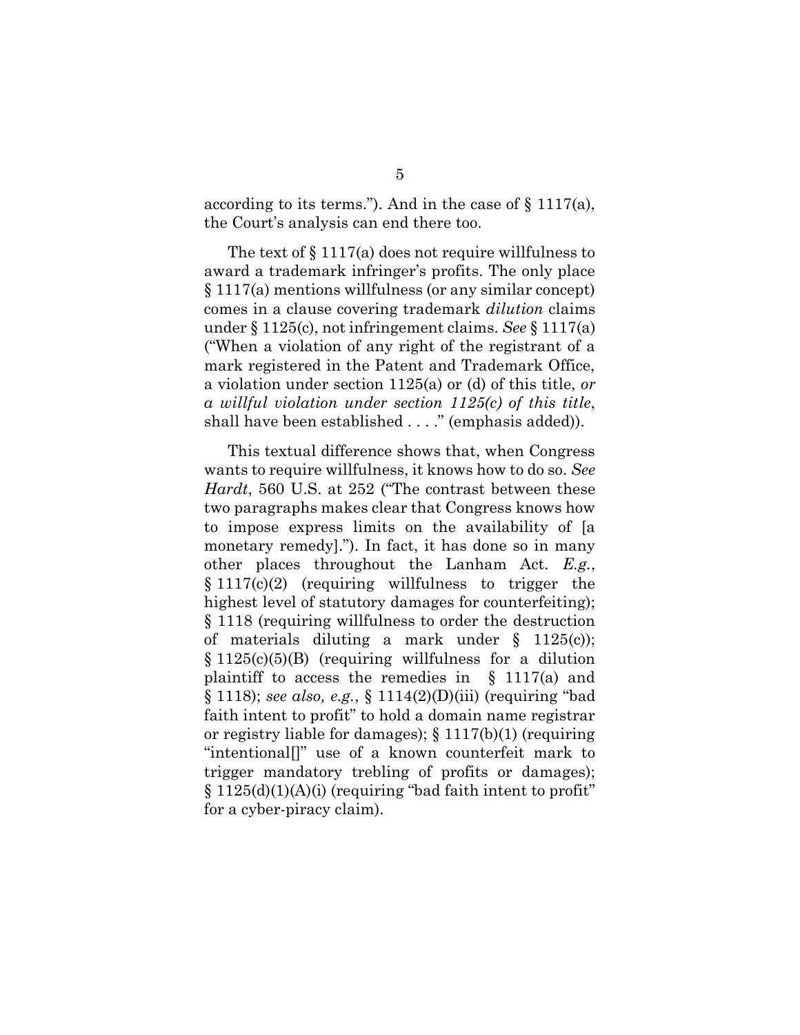according to its terms."). And in the case of § 1117(a), the Court's analysis can end there too.

The text of § 1117(a) does not require willfulness to award a trademark infringer's profits. The only place § 1117(a) mentions willfulness (or any similar concept) comes in a clause covering trademark *dilution* claims under § 1125(c), not infringement claims. *See* § 1117(a) ("When a violation of any right of the registrant of a mark registered in the Patent and Trademark Office, a violation under section 1125(a) or (d) of this title, *or a willful violation under section 1125(c) of this title*, shall have been established . . . ." (emphasis added)).

This textual difference shows that, when Congress wants to require willfulness, it knows how to do so. *See Hardt*, 560 U.S. at 252 ("The contrast between these two paragraphs makes clear that Congress knows how to impose express limits on the availability of [a monetary remedy]."). In fact, it has done so in many other places throughout the Lanham Act. *E.g.*, § 1117(c)(2) (requiring willfulness to trigger the highest level of statutory damages for counterfeiting); § 1118 (requiring willfulness to order the destruction of materials diluting a mark under § 1125(c)); § 1125(c)(5)(B) (requiring willfulness for a dilution plaintiff to access the remedies in § 1117(a) and § 1118); *see also, e.g.*, § 1114(2)(D)(iii) (requiring "bad faith intent to profit" to hold a domain name registrar or registry liable for damages); § 1117(b)(1) (requiring "intentional[]" use of a known counterfeit mark to trigger mandatory trebling of profits or damages); § 1125(d)(1)(A)(i) (requiring "bad faith intent to profit" for a cyber-piracy claim).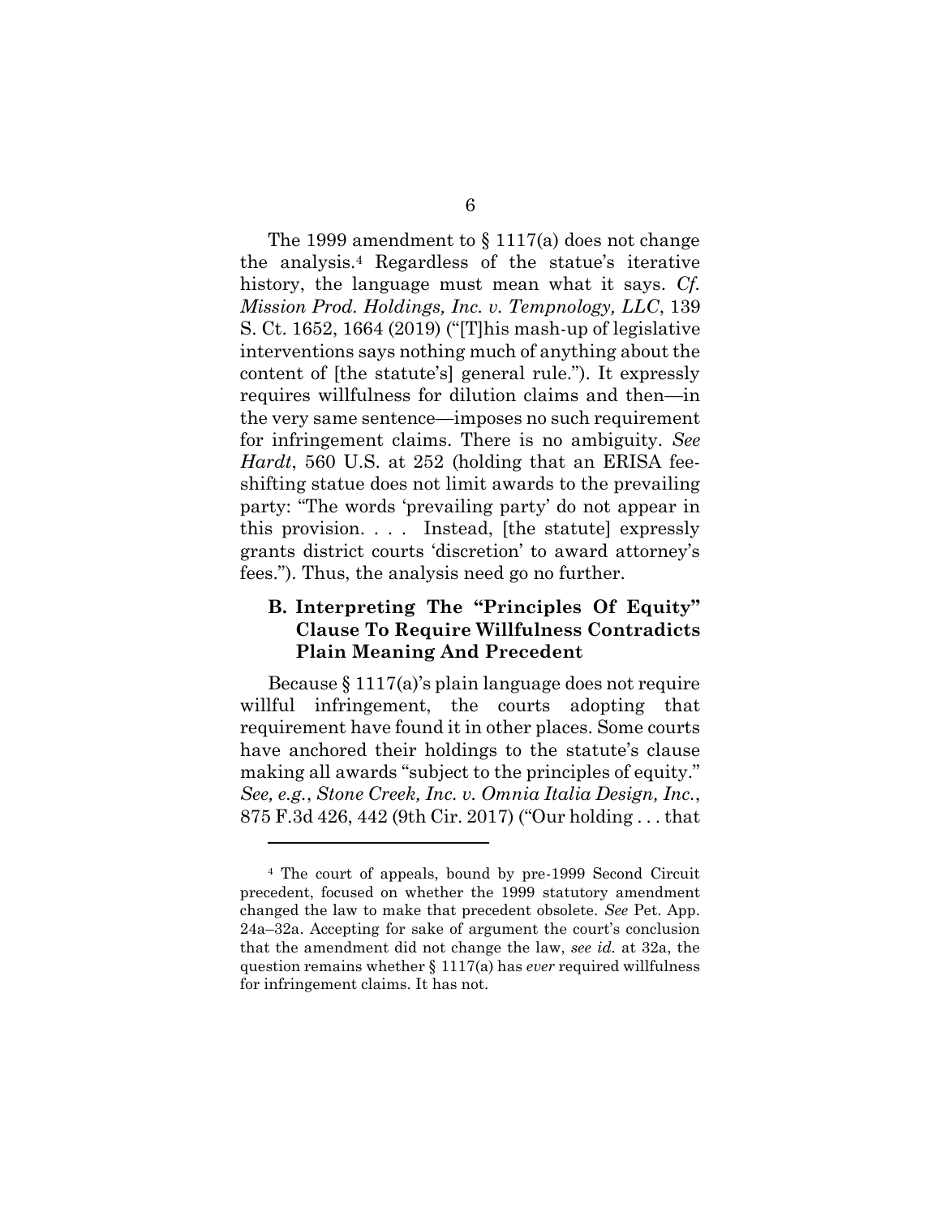The 1999 amendment to § 1117(a) does not change the analysis.[4] Regardless of the statue's iterative history, the language must mean what it says. *Cf. Mission Prod. Holdings, Inc. v. Tempnology, LLC*, 139 S. Ct. 1652, 1664 (2019) ("[T]his mash-up of legislative interventions says nothing much of anything about the content of [the statute's] general rule."). It expressly requires willfulness for dilution claims and then—in the very same sentence—imposes no such requirement for infringement claims. There is no ambiguity. *See Hardt*, 560 U.S. at 252 (holding that an ERISA fee-shifting statue does not limit awards to the prevailing party: "The words 'prevailing party' do not appear in this provision. . . . Instead, [the statute] expressly grants district courts 'discretion' to award attorney's fees."). Thus, the analysis need go no further.

### B. Interpreting The "Principles Of Equity" Clause To Require Willfulness Contradicts Plain Meaning And Precedent

Because § 1117(a)'s plain language does not require willful infringement, the courts adopting that requirement have found it in other places. Some courts have anchored their holdings to the statute's clause making all awards "subject to the principles of equity." *See, e.g.*, *Stone Creek, Inc. v. Omnia Italia Design, Inc.*, 875 F.3d 426, 442 (9th Cir. 2017) ("Our holding . . . that

---

[4] The court of appeals, bound by pre-1999 Second Circuit precedent, focused on whether the 1999 statutory amendment changed the law to make that precedent obsolete. *See* Pet. App. 24a–32a. Accepting for sake of argument the court's conclusion that the amendment did not change the law, *see id.* at 32a, the question remains whether § 1117(a) has *ever* required willfulness for infringement claims. It has not.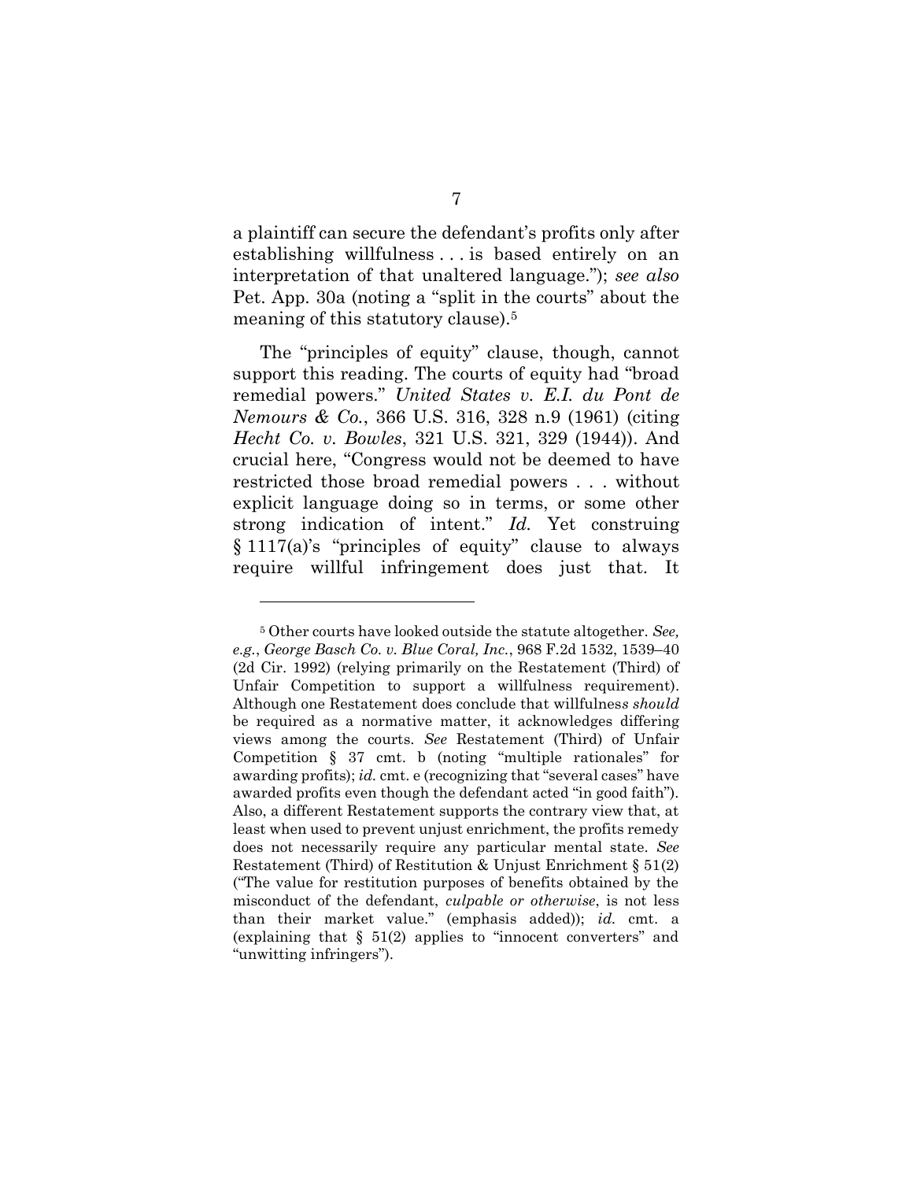a plaintiff can secure the defendant's profits only after establishing willfulness . . . is based entirely on an interpretation of that unaltered language."); *see also* Pet. App. 30a (noting a "split in the courts" about the meaning of this statutory clause).[5]

The "principles of equity" clause, though, cannot support this reading. The courts of equity had "broad remedial powers." *United States v. E.I. du Pont de Nemours & Co.*, 366 U.S. 316, 328 n.9 (1961) (citing *Hecht Co. v. Bowles*, 321 U.S. 321, 329 (1944)). And crucial here, "Congress would not be deemed to have restricted those broad remedial powers . . . without explicit language doing so in terms, or some other strong indication of intent." *Id.* Yet construing § 1117(a)'s "principles of equity" clause to always require willful infringement does just that. It

---

[5] Other courts have looked outside the statute altogether. *See, e.g.*, *George Basch Co. v. Blue Coral, Inc.*, 968 F.2d 1532, 1539–40 (2d Cir. 1992) (relying primarily on the Restatement (Third) of Unfair Competition to support a willfulness requirement). Although one Restatement does conclude that willfulness *should* be required as a normative matter, it acknowledges differing views among the courts. *See* Restatement (Third) of Unfair Competition § 37 cmt. b (noting "multiple rationales" for awarding profits); *id.* cmt. e (recognizing that "several cases" have awarded profits even though the defendant acted "in good faith"). Also, a different Restatement supports the contrary view that, at least when used to prevent unjust enrichment, the profits remedy does not necessarily require any particular mental state. *See* Restatement (Third) of Restitution & Unjust Enrichment § 51(2) ("The value for restitution purposes of benefits obtained by the misconduct of the defendant, *culpable or otherwise*, is not less than their market value." (emphasis added)); *id.* cmt. a (explaining that § 51(2) applies to "innocent converters" and "unwitting infringers").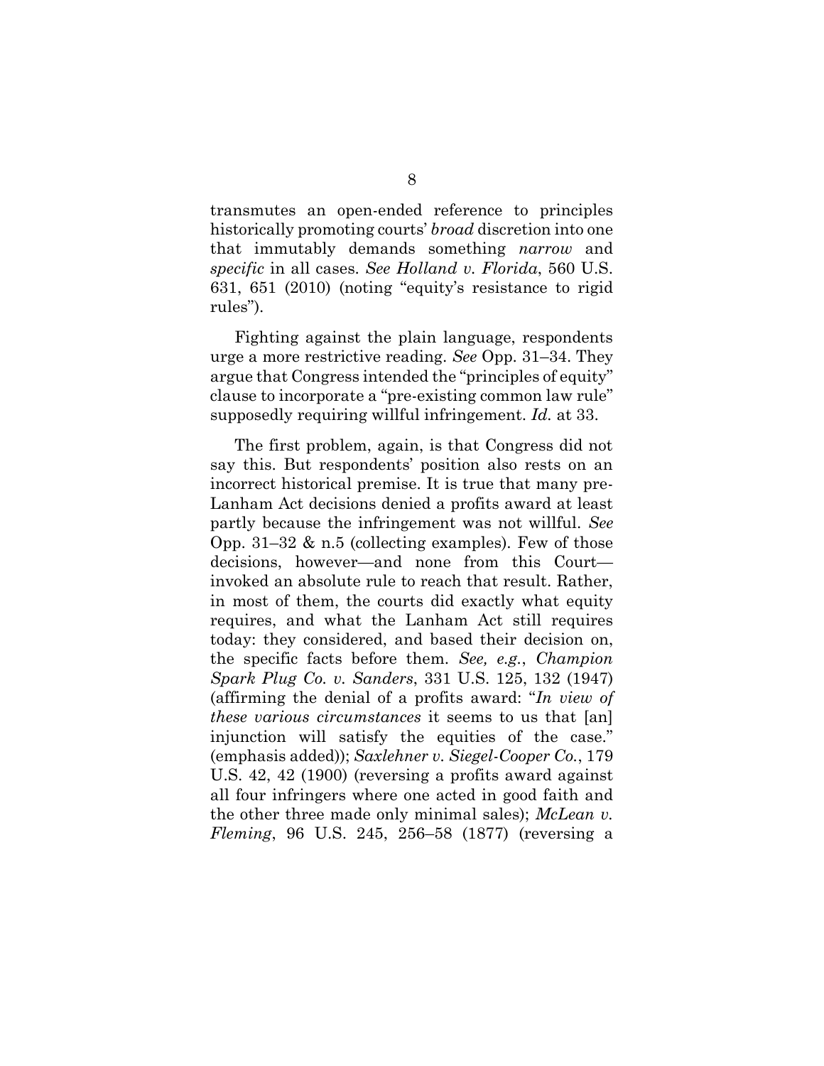transmutes an open-ended reference to principles historically promoting courts' *broad* discretion into one that immutably demands something *narrow* and *specific* in all cases. *See Holland v. Florida*, 560 U.S. 631, 651 (2010) (noting "equity's resistance to rigid rules").

Fighting against the plain language, respondents urge a more restrictive reading. *See* Opp. 31–34. They argue that Congress intended the "principles of equity" clause to incorporate a "pre-existing common law rule" supposedly requiring willful infringement. *Id.* at 33.

The first problem, again, is that Congress did not say this. But respondents' position also rests on an incorrect historical premise. It is true that many pre-Lanham Act decisions denied a profits award at least partly because the infringement was not willful. *See* Opp. 31–32 & n.5 (collecting examples). Few of those decisions, however—and none from this Court—invoked an absolute rule to reach that result. Rather, in most of them, the courts did exactly what equity requires, and what the Lanham Act still requires today: they considered, and based their decision on, the specific facts before them. *See, e.g.*, *Champion Spark Plug Co. v. Sanders*, 331 U.S. 125, 132 (1947) (affirming the denial of a profits award: "*In view of these various circumstances* it seems to us that [an] injunction will satisfy the equities of the case." (emphasis added)); *Saxlehner v. Siegel-Cooper Co.*, 179 U.S. 42, 42 (1900) (reversing a profits award against all four infringers where one acted in good faith and the other three made only minimal sales); *McLean v. Fleming*, 96 U.S. 245, 256–58 (1877) (reversing a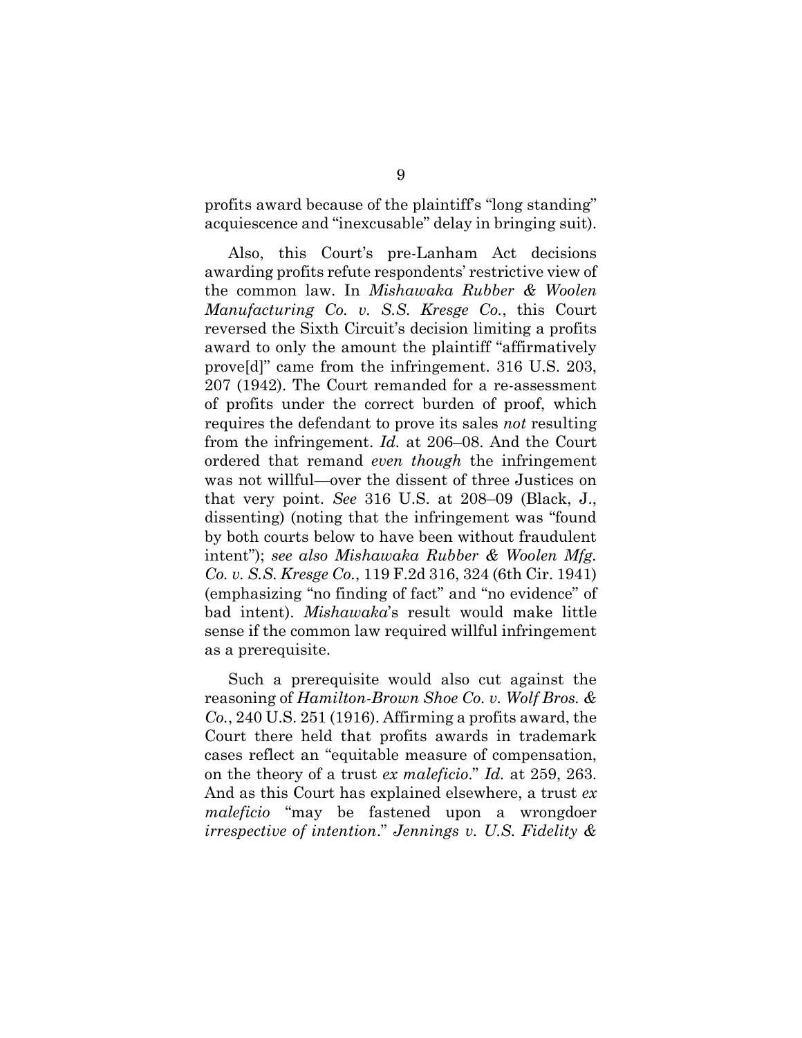profits award because of the plaintiff's "long standing" acquiescence and "inexcusable" delay in bringing suit).

Also, this Court's pre-Lanham Act decisions awarding profits refute respondents' restrictive view of the common law. In *Mishawaka Rubber & Woolen Manufacturing Co. v. S.S. Kresge Co.*, this Court reversed the Sixth Circuit's decision limiting a profits award to only the amount the plaintiff "affirmatively prove[d]" came from the infringement. 316 U.S. 203, 207 (1942). The Court remanded for a re-assessment of profits under the correct burden of proof, which requires the defendant to prove its sales *not* resulting from the infringement. *Id.* at 206–08. And the Court ordered that remand *even though* the infringement was not willful—over the dissent of three Justices on that very point. *See* 316 U.S. at 208–09 (Black, J., dissenting) (noting that the infringement was "found by both courts below to have been without fraudulent intent"); *see also Mishawaka Rubber & Woolen Mfg. Co. v. S.S. Kresge Co.*, 119 F.2d 316, 324 (6th Cir. 1941) (emphasizing "no finding of fact" and "no evidence" of bad intent). *Mishawaka*'s result would make little sense if the common law required willful infringement as a prerequisite.

Such a prerequisite would also cut against the reasoning of *Hamilton-Brown Shoe Co. v. Wolf Bros. & Co.*, 240 U.S. 251 (1916). Affirming a profits award, the Court there held that profits awards in trademark cases reflect an "equitable measure of compensation, on the theory of a trust *ex maleficio*." *Id.* at 259, 263. And as this Court has explained elsewhere, a trust *ex maleficio* "may be fastened upon a wrongdoer *irrespective of intention*." *Jennings v. U.S. Fidelity &*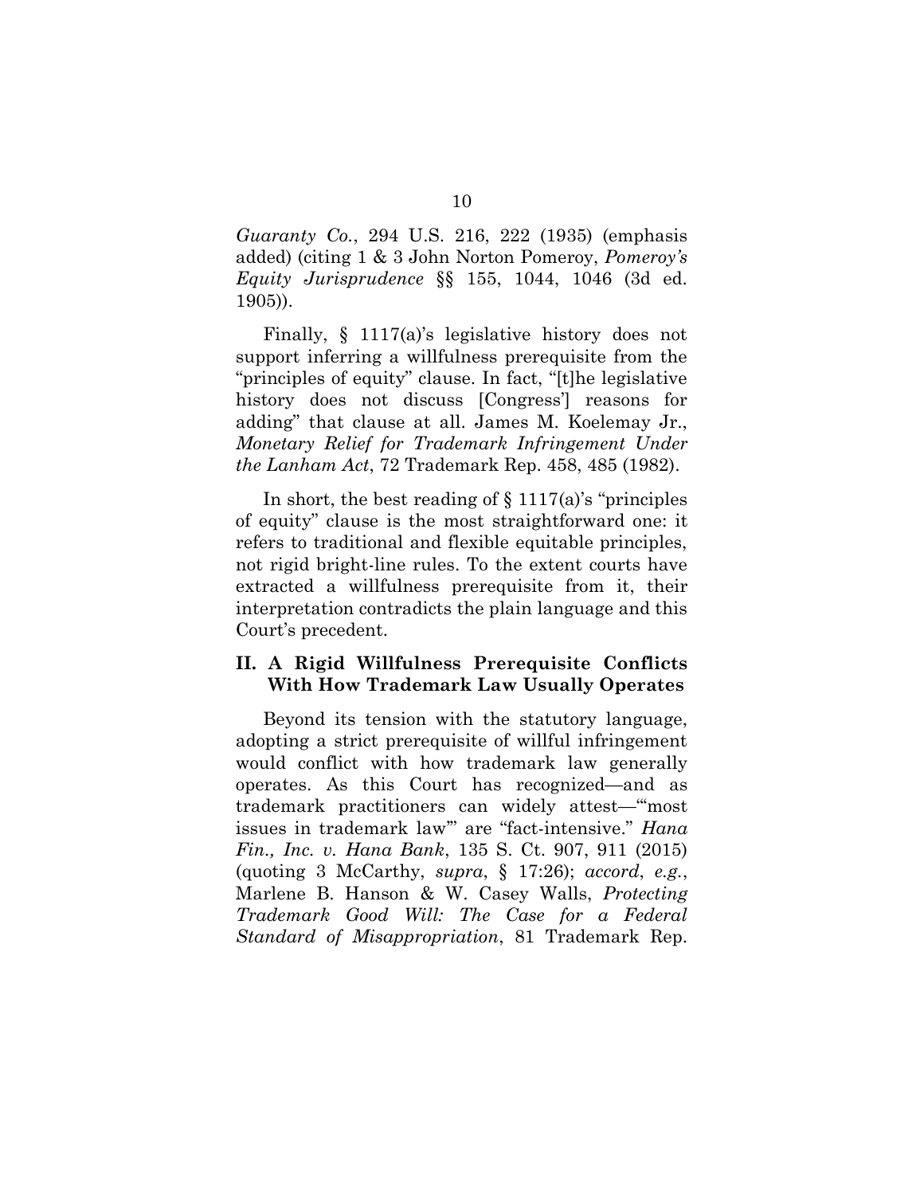*Guaranty Co.*, 294 U.S. 216, 222 (1935) (emphasis added) (citing 1 & 3 John Norton Pomeroy, *Pomeroy's Equity Jurisprudence* §§ 155, 1044, 1046 (3d ed. 1905)).

Finally, § 1117(a)'s legislative history does not support inferring a willfulness prerequisite from the "principles of equity" clause. In fact, "[t]he legislative history does not discuss [Congress'] reasons for adding" that clause at all. James M. Koelemay Jr., *Monetary Relief for Trademark Infringement Under the Lanham Act*, 72 Trademark Rep. 458, 485 (1982).

In short, the best reading of § 1117(a)'s "principles of equity" clause is the most straightforward one: it refers to traditional and flexible equitable principles, not rigid bright-line rules. To the extent courts have extracted a willfulness prerequisite from it, their interpretation contradicts the plain language and this Court's precedent.

## II. A Rigid Willfulness Prerequisite Conflicts With How Trademark Law Usually Operates

Beyond its tension with the statutory language, adopting a strict prerequisite of willful infringement would conflict with how trademark law generally operates. As this Court has recognized—and as trademark practitioners can widely attest—"'most issues in trademark law'" are "fact-intensive." *Hana Fin., Inc. v. Hana Bank*, 135 S. Ct. 907, 911 (2015) (quoting 3 McCarthy, *supra*, § 17:26); *accord*, *e.g.*, Marlene B. Hanson & W. Casey Walls, *Protecting Trademark Good Will: The Case for a Federal Standard of Misappropriation*, 81 Trademark Rep.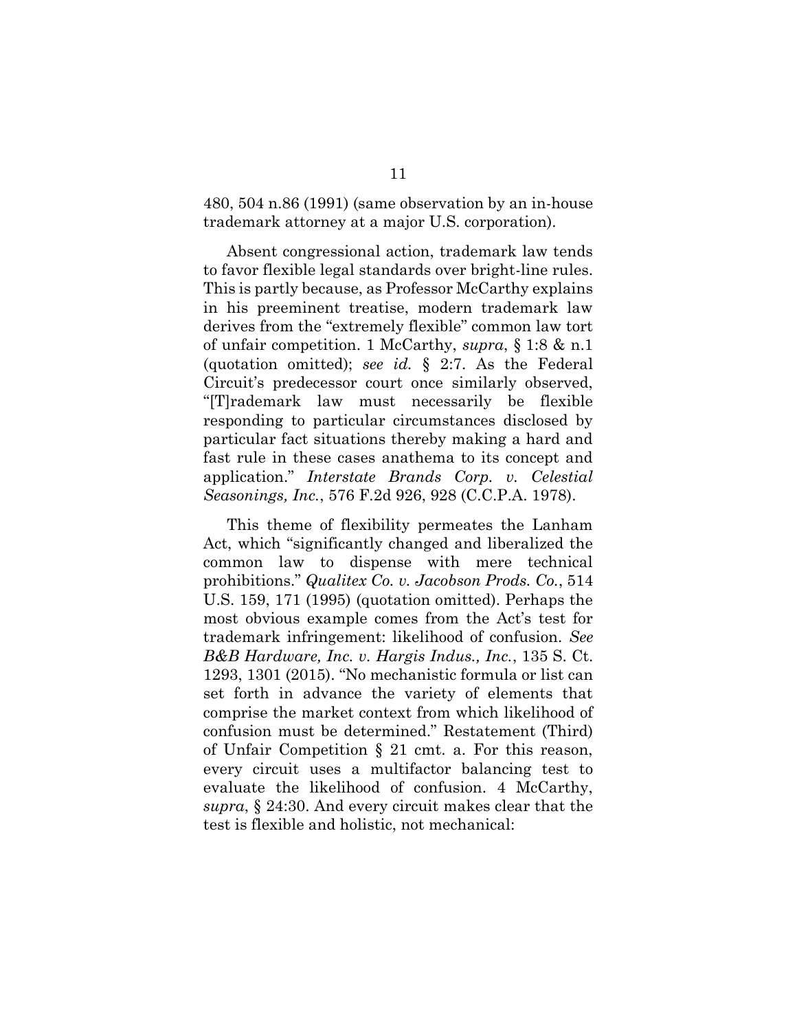480, 504 n.86 (1991) (same observation by an in-house trademark attorney at a major U.S. corporation).

Absent congressional action, trademark law tends to favor flexible legal standards over bright-line rules. This is partly because, as Professor McCarthy explains in his preeminent treatise, modern trademark law derives from the "extremely flexible" common law tort of unfair competition. 1 McCarthy, *supra*, § 1:8 & n.1 (quotation omitted); *see id.* § 2:7. As the Federal Circuit's predecessor court once similarly observed, "[T]rademark law must necessarily be flexible responding to particular circumstances disclosed by particular fact situations thereby making a hard and fast rule in these cases anathema to its concept and application." *Interstate Brands Corp. v. Celestial Seasonings, Inc.*, 576 F.2d 926, 928 (C.C.P.A. 1978).

This theme of flexibility permeates the Lanham Act, which "significantly changed and liberalized the common law to dispense with mere technical prohibitions." *Qualitex Co. v. Jacobson Prods. Co.*, 514 U.S. 159, 171 (1995) (quotation omitted). Perhaps the most obvious example comes from the Act's test for trademark infringement: likelihood of confusion. *See B&B Hardware, Inc. v. Hargis Indus., Inc.*, 135 S. Ct. 1293, 1301 (2015). "No mechanistic formula or list can set forth in advance the variety of elements that comprise the market context from which likelihood of confusion must be determined." Restatement (Third) of Unfair Competition § 21 cmt. a. For this reason, every circuit uses a multifactor balancing test to evaluate the likelihood of confusion. 4 McCarthy, *supra*, § 24:30. And every circuit makes clear that the test is flexible and holistic, not mechanical: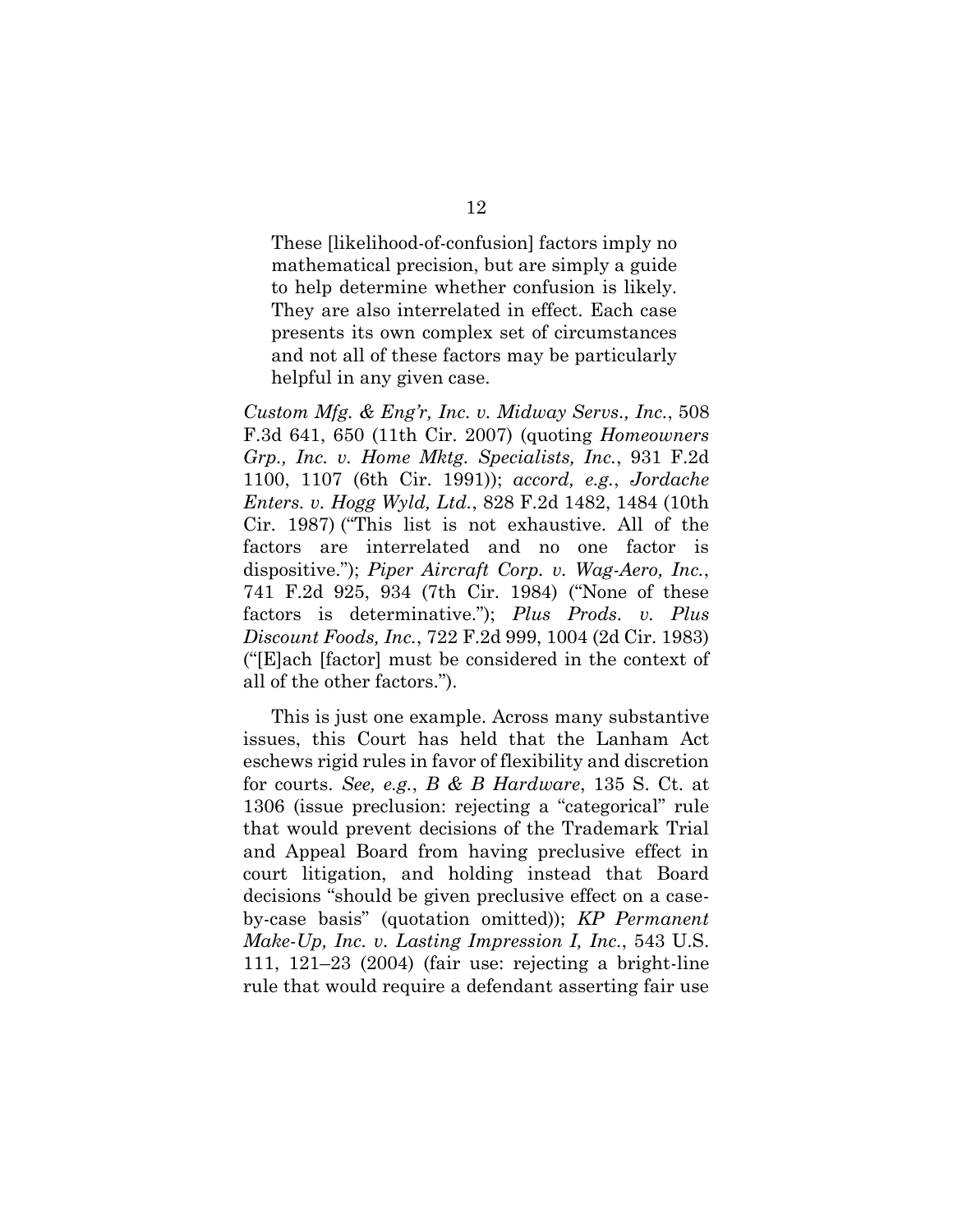> These [likelihood-of-confusion] factors imply no mathematical precision, but are simply a guide to help determine whether confusion is likely. They are also interrelated in effect. Each case presents its own complex set of circumstances and not all of these factors may be particularly helpful in any given case.

*Custom Mfg. & Eng'r, Inc. v. Midway Servs., Inc.*, 508 F.3d 641, 650 (11th Cir. 2007) (quoting *Homeowners Grp., Inc. v. Home Mktg. Specialists, Inc.*, 931 F.2d 1100, 1107 (6th Cir. 1991)); *accord, e.g.*, *Jordache Enters. v. Hogg Wyld, Ltd.*, 828 F.2d 1482, 1484 (10th Cir. 1987) ("This list is not exhaustive. All of the factors are interrelated and no one factor is dispositive."); *Piper Aircraft Corp. v. Wag-Aero, Inc.*, 741 F.2d 925, 934 (7th Cir. 1984) ("None of these factors is determinative."); *Plus Prods. v. Plus Discount Foods, Inc.*, 722 F.2d 999, 1004 (2d Cir. 1983) ("[E]ach [factor] must be considered in the context of all of the other factors.").

This is just one example. Across many substantive issues, this Court has held that the Lanham Act eschews rigid rules in favor of flexibility and discretion for courts. *See, e.g.*, *B & B Hardware*, 135 S. Ct. at 1306 (issue preclusion: rejecting a "categorical" rule that would prevent decisions of the Trademark Trial and Appeal Board from having preclusive effect in court litigation, and holding instead that Board decisions "should be given preclusive effect on a case-by-case basis" (quotation omitted)); *KP Permanent Make-Up, Inc. v. Lasting Impression I, Inc.*, 543 U.S. 111, 121–23 (2004) (fair use: rejecting a bright-line rule that would require a defendant asserting fair use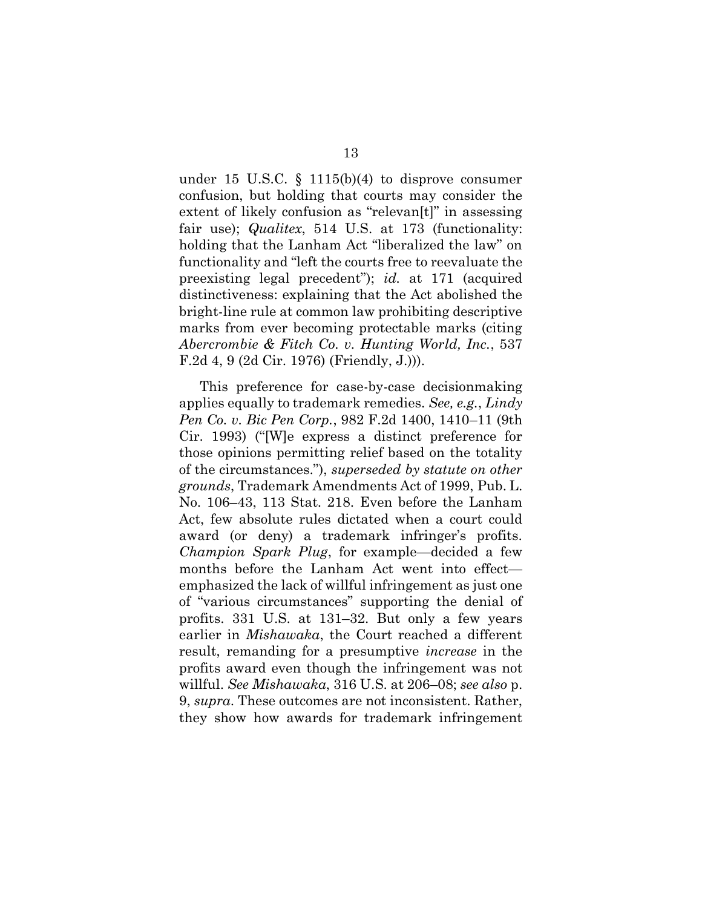under 15 U.S.C. § 1115(b)(4) to disprove consumer confusion, but holding that courts may consider the extent of likely confusion as "relevan[t]" in assessing fair use); *Qualitex*, 514 U.S. at 173 (functionality: holding that the Lanham Act "liberalized the law" on functionality and "left the courts free to reevaluate the preexisting legal precedent"); *id.* at 171 (acquired distinctiveness: explaining that the Act abolished the bright-line rule at common law prohibiting descriptive marks from ever becoming protectable marks (citing *Abercrombie & Fitch Co. v. Hunting World, Inc.*, 537 F.2d 4, 9 (2d Cir. 1976) (Friendly, J.))).

This preference for case-by-case decisionmaking applies equally to trademark remedies. *See, e.g.*, *Lindy Pen Co. v. Bic Pen Corp.*, 982 F.2d 1400, 1410–11 (9th Cir. 1993) ("[W]e express a distinct preference for those opinions permitting relief based on the totality of the circumstances."), *superseded by statute on other grounds*, Trademark Amendments Act of 1999, Pub. L. No. 106–43, 113 Stat. 218. Even before the Lanham Act, few absolute rules dictated when a court could award (or deny) a trademark infringer's profits. *Champion Spark Plug*, for example—decided a few months before the Lanham Act went into effect—emphasized the lack of willful infringement as just one of "various circumstances" supporting the denial of profits. 331 U.S. at 131–32. But only a few years earlier in *Mishawaka*, the Court reached a different result, remanding for a presumptive *increase* in the profits award even though the infringement was not willful. *See Mishawaka*, 316 U.S. at 206–08; *see also* p. 9, *supra*. These outcomes are not inconsistent. Rather, they show how awards for trademark infringement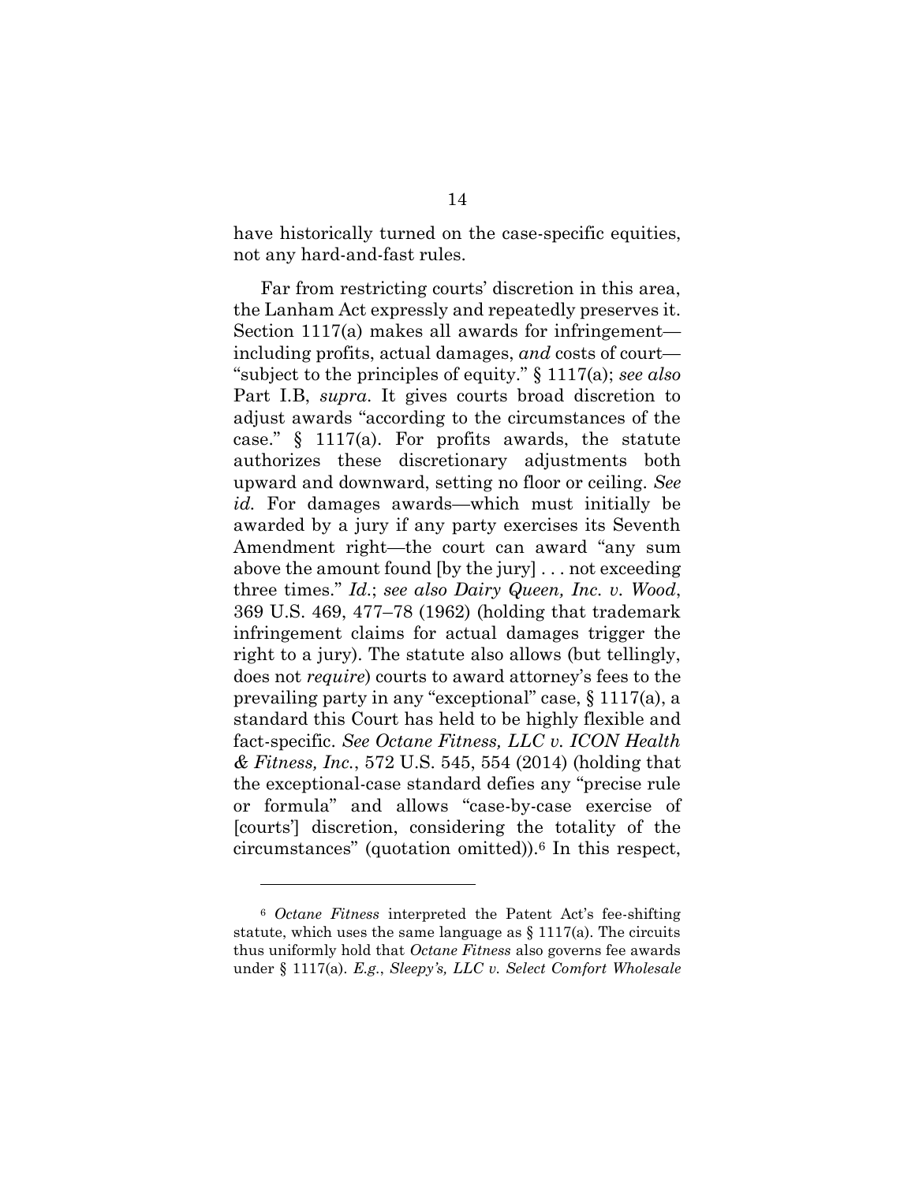have historically turned on the case-specific equities, not any hard-and-fast rules.

Far from restricting courts' discretion in this area, the Lanham Act expressly and repeatedly preserves it. Section 1117(a) makes all awards for infringement—including profits, actual damages, *and* costs of court—"subject to the principles of equity." § 1117(a); *see also* Part I.B, *supra*. It gives courts broad discretion to adjust awards "according to the circumstances of the case." § 1117(a). For profits awards, the statute authorizes these discretionary adjustments both upward and downward, setting no floor or ceiling. *See id.* For damages awards—which must initially be awarded by a jury if any party exercises its Seventh Amendment right—the court can award "any sum above the amount found [by the jury] . . . not exceeding three times." *Id.*; *see also Dairy Queen, Inc. v. Wood*, 369 U.S. 469, 477–78 (1962) (holding that trademark infringement claims for actual damages trigger the right to a jury). The statute also allows (but tellingly, does not *require*) courts to award attorney's fees to the prevailing party in any "exceptional" case, § 1117(a), a standard this Court has held to be highly flexible and fact-specific. *See Octane Fitness, LLC v. ICON Health & Fitness, Inc.*, 572 U.S. 545, 554 (2014) (holding that the exceptional-case standard defies any "precise rule or formula" and allows "case-by-case exercise of [courts'] discretion, considering the totality of the circumstances" (quotation omitted)).[6] In this respect,

---

[6] *Octane Fitness* interpreted the Patent Act's fee-shifting statute, which uses the same language as § 1117(a). The circuits thus uniformly hold that *Octane Fitness* also governs fee awards under § 1117(a). *E.g.*, *Sleepy's, LLC v. Select Comfort Wholesale*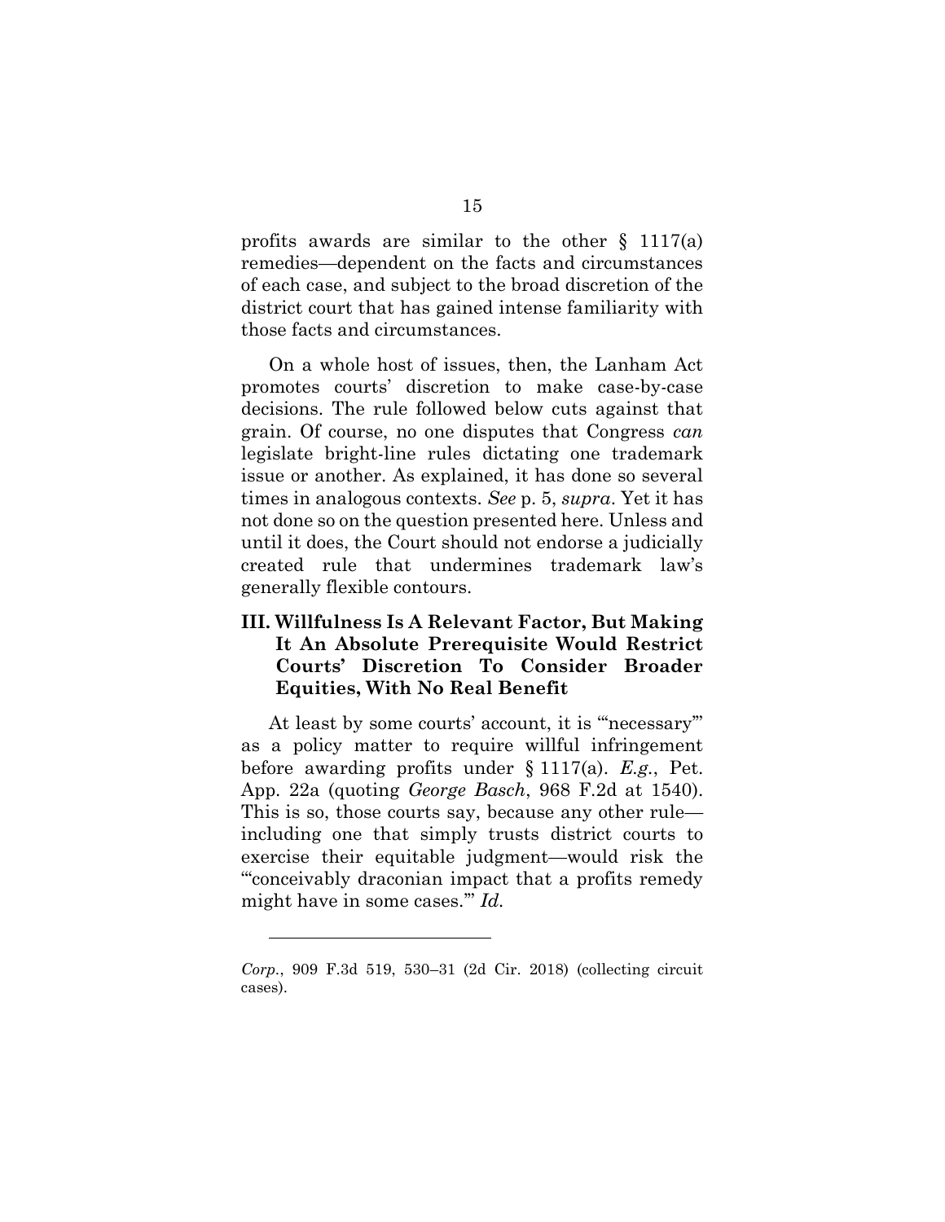profits awards are similar to the other § 1117(a) remedies—dependent on the facts and circumstances of each case, and subject to the broad discretion of the district court that has gained intense familiarity with those facts and circumstances.

On a whole host of issues, then, the Lanham Act promotes courts' discretion to make case-by-case decisions. The rule followed below cuts against that grain. Of course, no one disputes that Congress *can* legislate bright-line rules dictating one trademark issue or another. As explained, it has done so several times in analogous contexts. *See* p. 5, *supra*. Yet it has not done so on the question presented here. Unless and until it does, the Court should not endorse a judicially created rule that undermines trademark law's generally flexible contours.

## III. Willfulness Is A Relevant Factor, But Making It An Absolute Prerequisite Would Restrict Courts' Discretion To Consider Broader Equities, With No Real Benefit

At least by some courts' account, it is "'necessary'" as a policy matter to require willful infringement before awarding profits under § 1117(a). *E.g.*, Pet. App. 22a (quoting *George Basch*, 968 F.2d at 1540). This is so, those courts say, because any other rule—including one that simply trusts district courts to exercise their equitable judgment—would risk the "'conceivably draconian impact that a profits remedy might have in some cases.'" *Id.*

---

*Corp.*, 909 F.3d 519, 530–31 (2d Cir. 2018) (collecting circuit cases).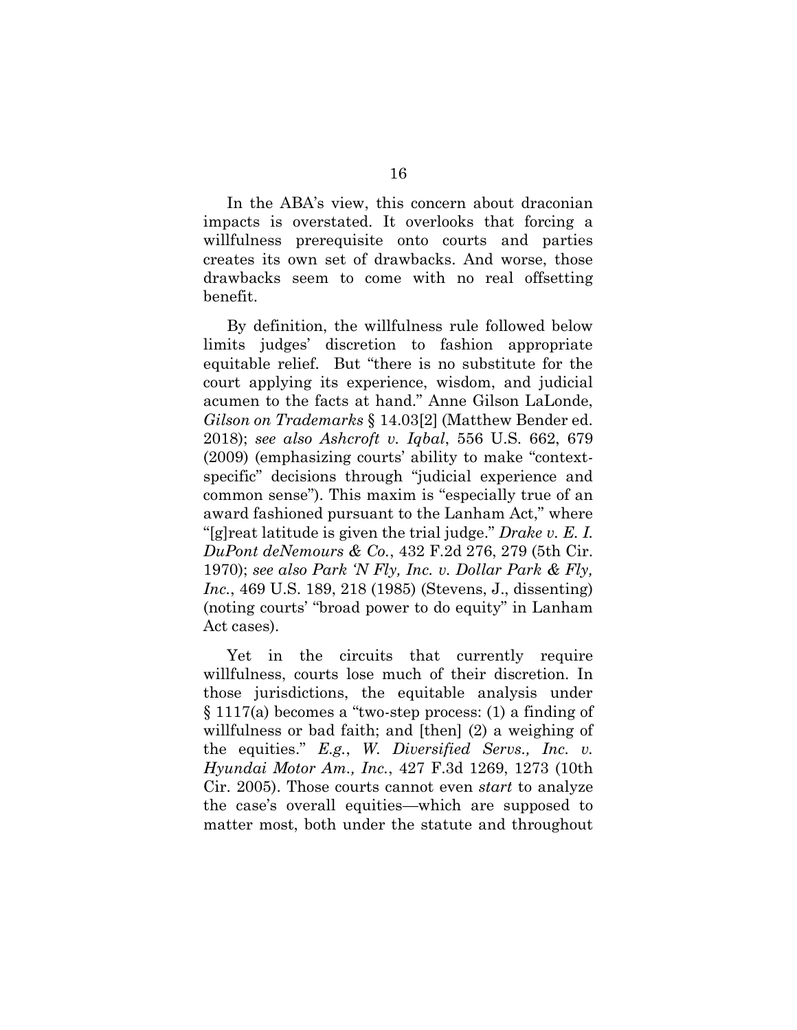In the ABA's view, this concern about draconian impacts is overstated. It overlooks that forcing a willfulness prerequisite onto courts and parties creates its own set of drawbacks. And worse, those drawbacks seem to come with no real offsetting benefit.

By definition, the willfulness rule followed below limits judges' discretion to fashion appropriate equitable relief. But "there is no substitute for the court applying its experience, wisdom, and judicial acumen to the facts at hand." Anne Gilson LaLonde, *Gilson on Trademarks* § 14.03[2] (Matthew Bender ed. 2018); *see also Ashcroft v. Iqbal*, 556 U.S. 662, 679 (2009) (emphasizing courts' ability to make "context-specific" decisions through "judicial experience and common sense"). This maxim is "especially true of an award fashioned pursuant to the Lanham Act," where "[g]reat latitude is given the trial judge." *Drake v. E. I. DuPont deNemours & Co.*, 432 F.2d 276, 279 (5th Cir. 1970); *see also Park 'N Fly, Inc. v. Dollar Park & Fly, Inc.*, 469 U.S. 189, 218 (1985) (Stevens, J., dissenting) (noting courts' "broad power to do equity" in Lanham Act cases).

Yet in the circuits that currently require willfulness, courts lose much of their discretion. In those jurisdictions, the equitable analysis under § 1117(a) becomes a "two-step process: (1) a finding of willfulness or bad faith; and [then] (2) a weighing of the equities." *E.g.*, *W. Diversified Servs., Inc. v. Hyundai Motor Am., Inc.*, 427 F.3d 1269, 1273 (10th Cir. 2005). Those courts cannot even *start* to analyze the case's overall equities—which are supposed to matter most, both under the statute and throughout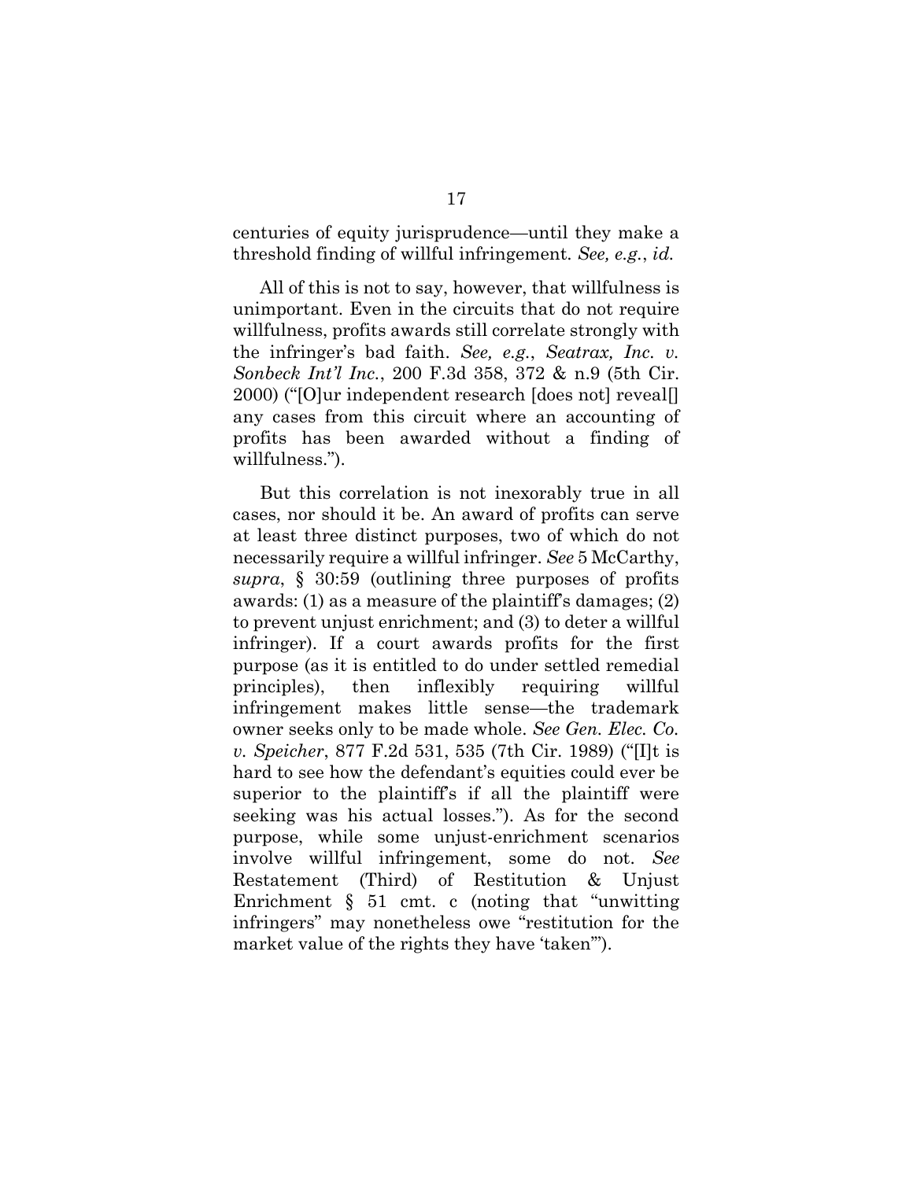centuries of equity jurisprudence—until they make a threshold finding of willful infringement. *See, e.g.*, *id.*

All of this is not to say, however, that willfulness is unimportant. Even in the circuits that do not require willfulness, profits awards still correlate strongly with the infringer's bad faith. *See, e.g.*, *Seatrax, Inc. v. Sonbeck Int'l Inc.*, 200 F.3d 358, 372 & n.9 (5th Cir. 2000) ("[O]ur independent research [does not] reveal[] any cases from this circuit where an accounting of profits has been awarded without a finding of willfulness.").

But this correlation is not inexorably true in all cases, nor should it be. An award of profits can serve at least three distinct purposes, two of which do not necessarily require a willful infringer. *See* 5 McCarthy, *supra*, § 30:59 (outlining three purposes of profits awards: (1) as a measure of the plaintiff's damages; (2) to prevent unjust enrichment; and (3) to deter a willful infringer). If a court awards profits for the first purpose (as it is entitled to do under settled remedial principles), then inflexibly requiring willful infringement makes little sense—the trademark owner seeks only to be made whole. *See Gen. Elec. Co. v. Speicher*, 877 F.2d 531, 535 (7th Cir. 1989) ("[I]t is hard to see how the defendant's equities could ever be superior to the plaintiff's if all the plaintiff were seeking was his actual losses."). As for the second purpose, while some unjust-enrichment scenarios involve willful infringement, some do not. *See* Restatement (Third) of Restitution & Unjust Enrichment § 51 cmt. c (noting that "unwitting infringers" may nonetheless owe "restitution for the market value of the rights they have 'taken'").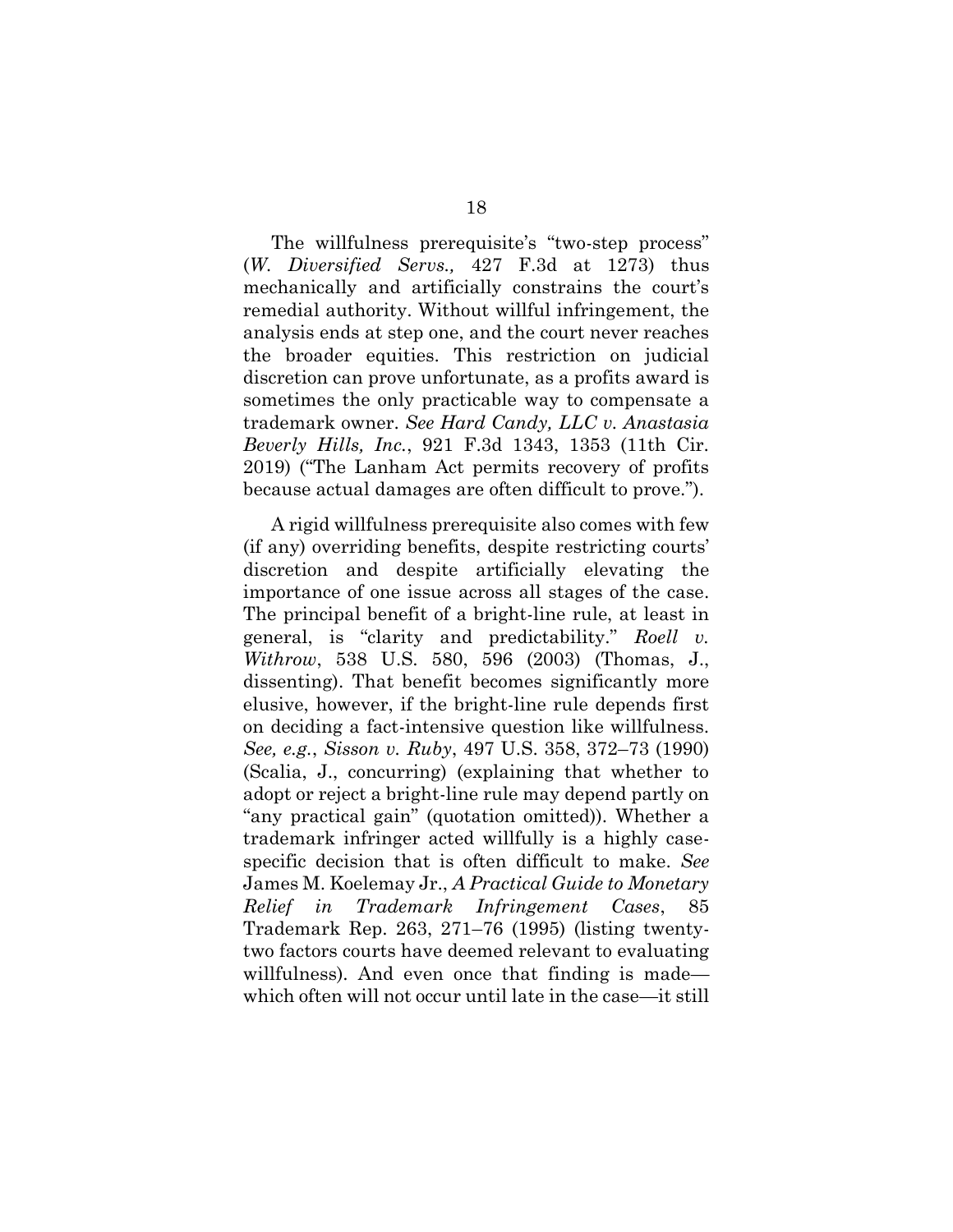The willfulness prerequisite's "two-step process" (*W. Diversified Servs.,* 427 F.3d at 1273) thus mechanically and artificially constrains the court's remedial authority. Without willful infringement, the analysis ends at step one, and the court never reaches the broader equities. This restriction on judicial discretion can prove unfortunate, as a profits award is sometimes the only practicable way to compensate a trademark owner. *See Hard Candy, LLC v. Anastasia Beverly Hills, Inc.*, 921 F.3d 1343, 1353 (11th Cir. 2019) ("The Lanham Act permits recovery of profits because actual damages are often difficult to prove.").

A rigid willfulness prerequisite also comes with few (if any) overriding benefits, despite restricting courts' discretion and despite artificially elevating the importance of one issue across all stages of the case. The principal benefit of a bright-line rule, at least in general, is "clarity and predictability." *Roell v. Withrow*, 538 U.S. 580, 596 (2003) (Thomas, J., dissenting). That benefit becomes significantly more elusive, however, if the bright-line rule depends first on deciding a fact-intensive question like willfulness. *See, e.g.*, *Sisson v. Ruby*, 497 U.S. 358, 372–73 (1990) (Scalia, J., concurring) (explaining that whether to adopt or reject a bright-line rule may depend partly on "any practical gain" (quotation omitted)). Whether a trademark infringer acted willfully is a highly case-specific decision that is often difficult to make. *See* James M. Koelemay Jr., *A Practical Guide to Monetary Relief in Trademark Infringement Cases*, 85 Trademark Rep. 263, 271–76 (1995) (listing twenty-two factors courts have deemed relevant to evaluating willfulness). And even once that finding is made—which often will not occur until late in the case—it still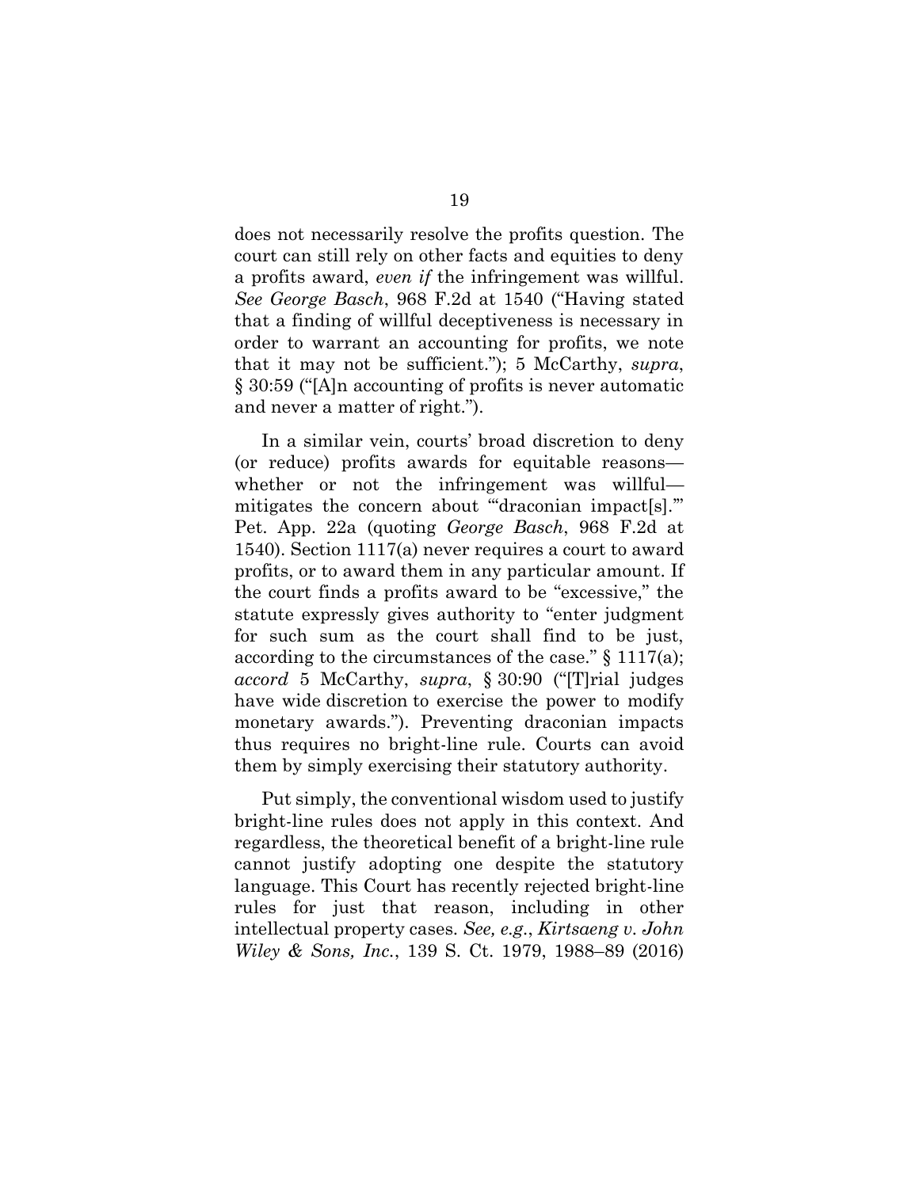does not necessarily resolve the profits question. The court can still rely on other facts and equities to deny a profits award, *even if* the infringement was willful. *See George Basch*, 968 F.2d at 1540 ("Having stated that a finding of willful deceptiveness is necessary in order to warrant an accounting for profits, we note that it may not be sufficient."); 5 McCarthy, *supra*, § 30:59 ("[A]n accounting of profits is never automatic and never a matter of right.").

In a similar vein, courts' broad discretion to deny (or reduce) profits awards for equitable reasons—whether or not the infringement was willful—mitigates the concern about "'draconian impact[s].'" Pet. App. 22a (quoting *George Basch*, 968 F.2d at 1540). Section 1117(a) never requires a court to award profits, or to award them in any particular amount. If the court finds a profits award to be "excessive," the statute expressly gives authority to "enter judgment for such sum as the court shall find to be just, according to the circumstances of the case." § 1117(a); *accord* 5 McCarthy, *supra*, § 30:90 ("[T]rial judges have wide discretion to exercise the power to modify monetary awards."). Preventing draconian impacts thus requires no bright-line rule. Courts can avoid them by simply exercising their statutory authority.

Put simply, the conventional wisdom used to justify bright-line rules does not apply in this context. And regardless, the theoretical benefit of a bright-line rule cannot justify adopting one despite the statutory language. This Court has recently rejected bright-line rules for just that reason, including in other intellectual property cases. *See, e.g.*, *Kirtsaeng v. John Wiley & Sons, Inc.*, 139 S. Ct. 1979, 1988–89 (2016)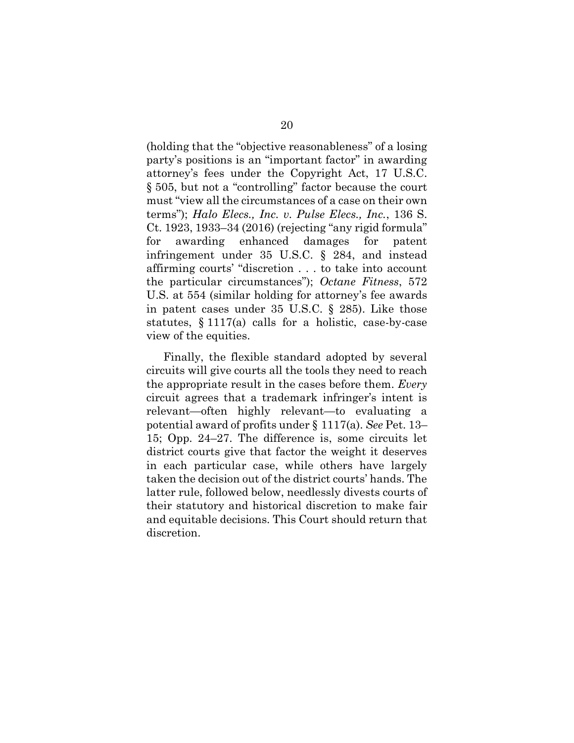(holding that the "objective reasonableness" of a losing party's positions is an "important factor" in awarding attorney's fees under the Copyright Act, 17 U.S.C. § 505, but not a "controlling" factor because the court must "view all the circumstances of a case on their own terms"); *Halo Elecs., Inc. v. Pulse Elecs., Inc.*, 136 S. Ct. 1923, 1933–34 (2016) (rejecting "any rigid formula" for awarding enhanced damages for patent infringement under 35 U.S.C. § 284, and instead affirming courts' "discretion . . . to take into account the particular circumstances"); *Octane Fitness*, 572 U.S. at 554 (similar holding for attorney's fee awards in patent cases under 35 U.S.C. § 285). Like those statutes, § 1117(a) calls for a holistic, case-by-case view of the equities.

Finally, the flexible standard adopted by several circuits will give courts all the tools they need to reach the appropriate result in the cases before them. *Every* circuit agrees that a trademark infringer's intent is relevant—often highly relevant—to evaluating a potential award of profits under § 1117(a). *See* Pet. 13–15; Opp. 24–27. The difference is, some circuits let district courts give that factor the weight it deserves in each particular case, while others have largely taken the decision out of the district courts' hands. The latter rule, followed below, needlessly divests courts of their statutory and historical discretion to make fair and equitable decisions. This Court should return that discretion.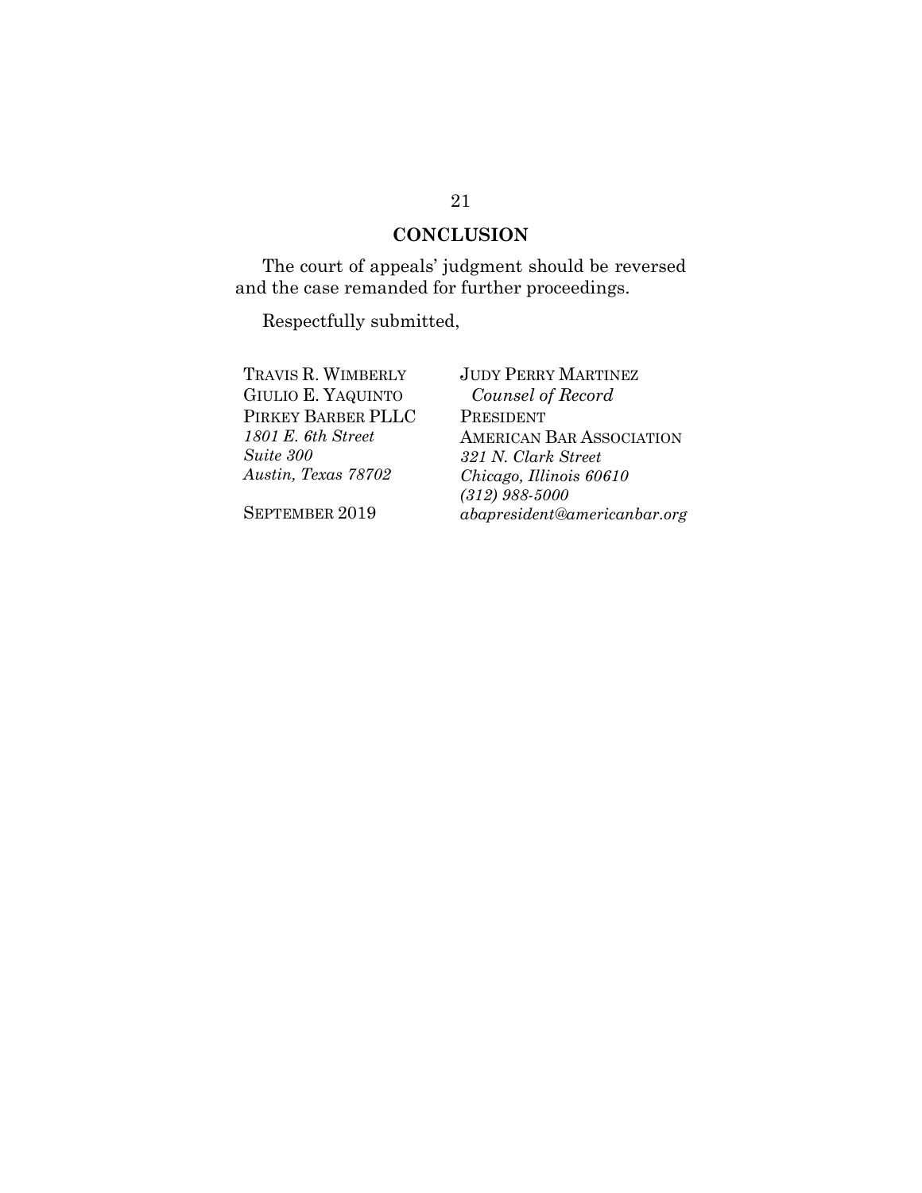## CONCLUSION

The court of appeals' judgment should be reversed and the case remanded for further proceedings.

Respectfully submitted,

JUDY PERRY MARTINEZ
*Counsel of Record*
PRESIDENT
AMERICAN BAR ASSOCIATION
*321 N. Clark Street*
*Chicago, Illinois 60610*
*(312) 988-5000*
*abapresident@americanbar.org*

TRAVIS R. WIMBERLY
GIULIO E. YAQUINTO
PIRKEY BARBER PLLC
*1801 E. 6th Street*
*Suite 300*
*Austin, Texas 78702*

SEPTEMBER 2019